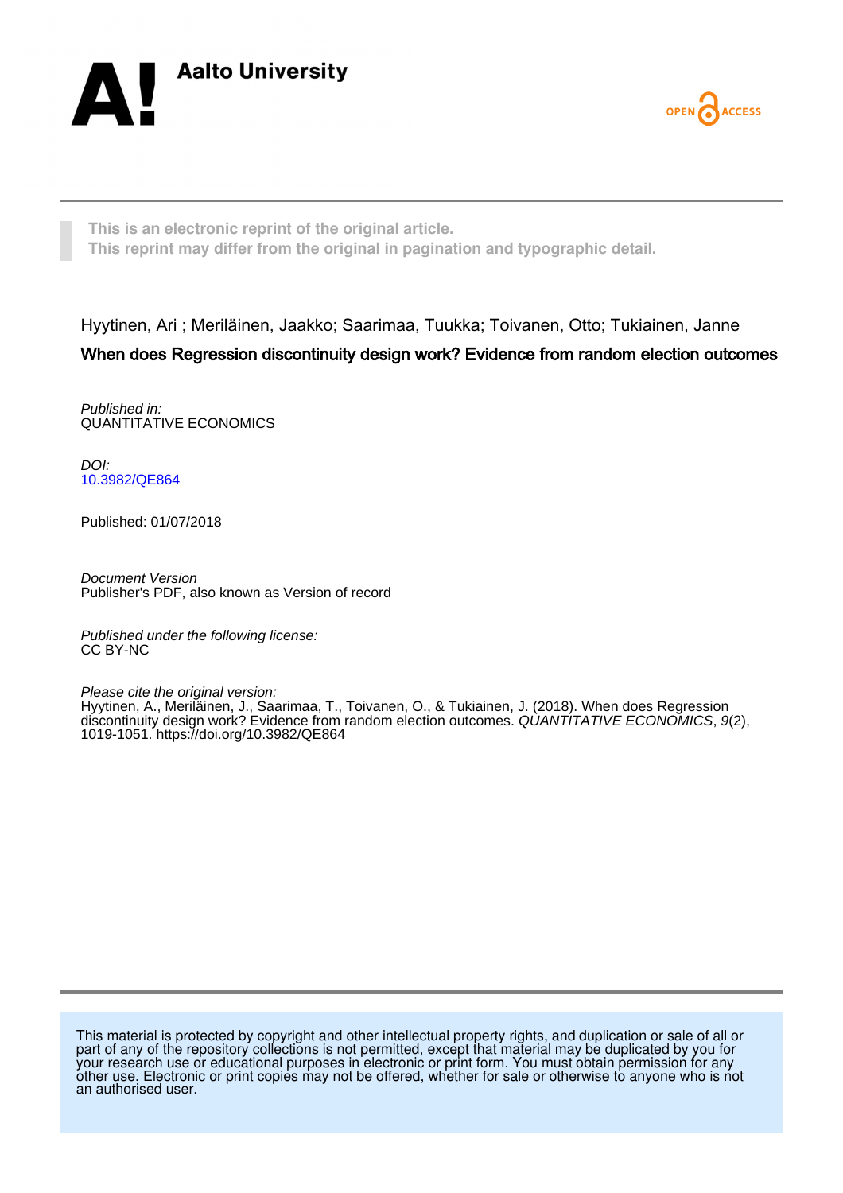Aalto University

OPEN ACCESS

This is an electronic reprint of the original article.
This reprint may differ from the original in pagination and typographic detail.

Hyytinen, Ari ; Meriläinen, Jaakko; Saarimaa, Tuukka; Toivanen, Otto; Tukiainen, Janne

**When does Regression discontinuity design work? Evidence from random election outcomes**

*Published in:*
QUANTITATIVE ECONOMICS

*DOI:*
10.3982/QE864

Published: 01/07/2018

*Document Version*
Publisher's PDF, also known as Version of record

*Published under the following license:*
CC BY-NC

*Please cite the original version:*
Hyytinen, A., Meriläinen, J., Saarimaa, T., Toivanen, O., & Tukiainen, J. (2018). When does Regression discontinuity design work? Evidence from random election outcomes. *QUANTITATIVE ECONOMICS*, *9*(2), 1019-1051. https://doi.org/10.3982/QE864

This material is protected by copyright and other intellectual property rights, and duplication or sale of all or part of any of the repository collections is not permitted, except that material may be duplicated by you for your research use or educational purposes in electronic or print form. You must obtain permission for any other use. Electronic or print copies may not be offered, whether for sale or otherwise to anyone who is not an authorised user.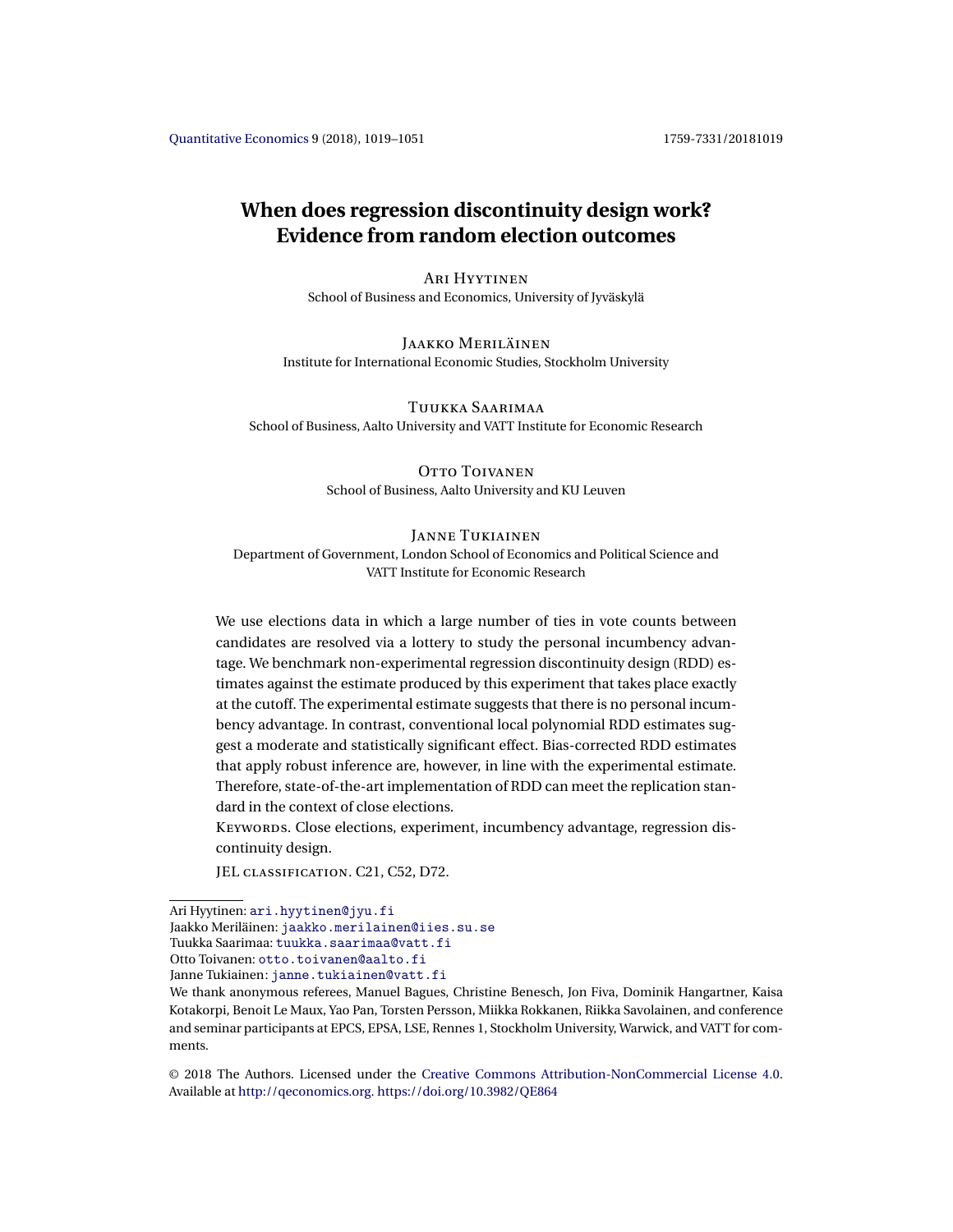# When does regression discontinuity design work? Evidence from random election outcomes

Ari Hyytinen
School of Business and Economics, University of Jyväskylä

Jaakko Meriläinen
Institute for International Economic Studies, Stockholm University

Tuukka Saarimaa
School of Business, Aalto University and VATT Institute for Economic Research

Otto Toivanen
School of Business, Aalto University and KU Leuven

Janne Tukiainen
Department of Government, London School of Economics and Political Science and VATT Institute for Economic Research

We use elections data in which a large number of ties in vote counts between candidates are resolved via a lottery to study the personal incumbency advantage. We benchmark non-experimental regression discontinuity design (RDD) estimates against the estimate produced by this experiment that takes place exactly at the cutoff. The experimental estimate suggests that there is no personal incumbency advantage. In contrast, conventional local polynomial RDD estimates suggest a moderate and statistically significant effect. Bias-corrected RDD estimates that apply robust inference are, however, in line with the experimental estimate. Therefore, state-of-the-art implementation of RDD can meet the replication standard in the context of close elections.

Keywords. Close elections, experiment, incumbency advantage, regression discontinuity design.

JEL classification. C21, C52, D72.

Ari Hyytinen: ari.hyytinen@jyu.fi
Jaakko Meriläinen: jaakko.merilainen@iies.su.se
Tuukka Saarimaa: tuukka.saarimaa@vatt.fi
Otto Toivanen: otto.toivanen@aalto.fi
Janne Tukiainen: janne.tukiainen@vatt.fi

We thank anonymous referees, Manuel Bagues, Christine Benesch, Jon Fiva, Dominik Hangartner, Kaisa Kotakorpi, Benoit Le Maux, Yao Pan, Torsten Persson, Miikka Rokkanen, Riikka Savolainen, and conference and seminar participants at EPCS, EPSA, LSE, Rennes 1, Stockholm University, Warwick, and VATT for comments.

© 2018 The Authors. Licensed under the Creative Commons Attribution-NonCommercial License 4.0. Available at http://qeconomics.org. https://doi.org/10.3982/QE864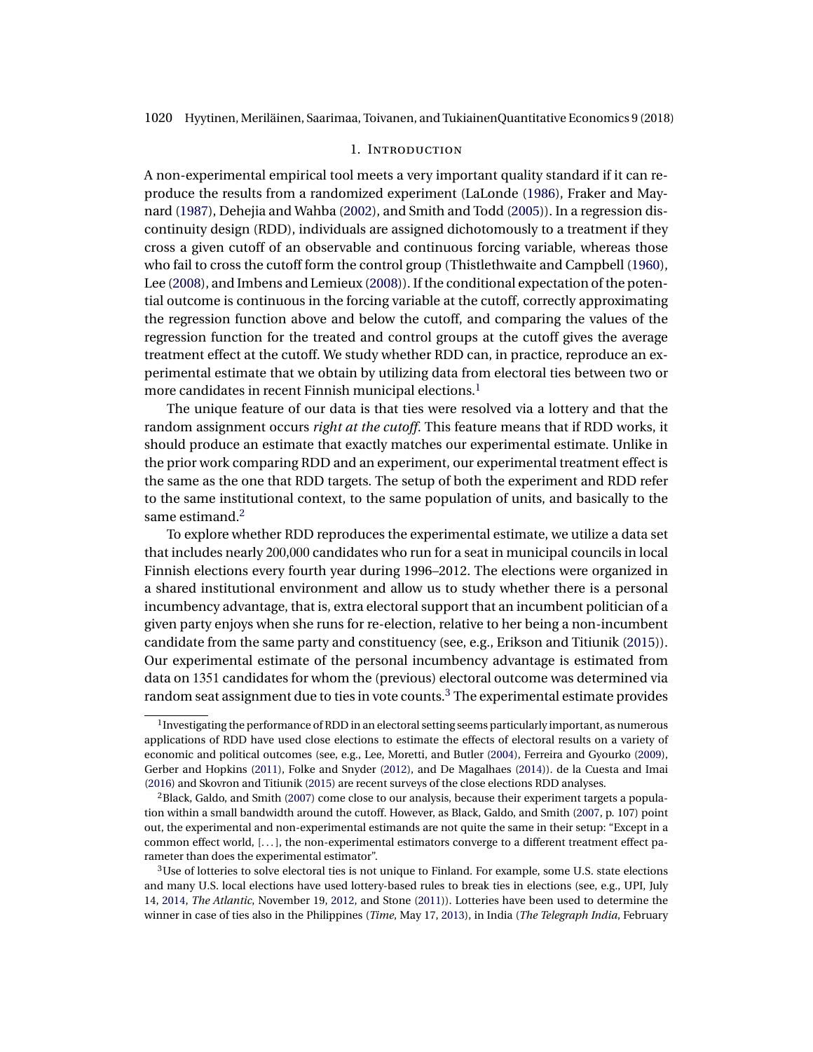## 1. Introduction

A non-experimental empirical tool meets a very important quality standard if it can reproduce the results from a randomized experiment (LaLonde (1986), Fraker and Maynard (1987), Dehejia and Wahba (2002), and Smith and Todd (2005)). In a regression discontinuity design (RDD), individuals are assigned dichotomously to a treatment if they cross a given cutoff of an observable and continuous forcing variable, whereas those who fail to cross the cutoff form the control group (Thistlethwaite and Campbell (1960), Lee (2008), and Imbens and Lemieux (2008)). If the conditional expectation of the potential outcome is continuous in the forcing variable at the cutoff, correctly approximating the regression function above and below the cutoff, and comparing the values of the regression function for the treated and control groups at the cutoff gives the average treatment effect at the cutoff. We study whether RDD can, in practice, reproduce an experimental estimate that we obtain by utilizing data from electoral ties between two or more candidates in recent Finnish municipal elections.[1]

The unique feature of our data is that ties were resolved via a lottery and that the random assignment occurs *right at the cutoff*. This feature means that if RDD works, it should produce an estimate that exactly matches our experimental estimate. Unlike in the prior work comparing RDD and an experiment, our experimental treatment effect is the same as the one that RDD targets. The setup of both the experiment and RDD refer to the same institutional context, to the same population of units, and basically to the same estimand.[2]

To explore whether RDD reproduces the experimental estimate, we utilize a data set that includes nearly 200,000 candidates who run for a seat in municipal councils in local Finnish elections every fourth year during 1996–2012. The elections were organized in a shared institutional environment and allow us to study whether there is a personal incumbency advantage, that is, extra electoral support that an incumbent politician of a given party enjoys when she runs for re-election, relative to her being a non-incumbent candidate from the same party and constituency (see, e.g., Erikson and Titiunik (2015)). Our experimental estimate of the personal incumbency advantage is estimated from data on 1351 candidates for whom the (previous) electoral outcome was determined via random seat assignment due to ties in vote counts.[3] The experimental estimate provides

[1] Investigating the performance of RDD in an electoral setting seems particularly important, as numerous applications of RDD have used close elections to estimate the effects of electoral results on a variety of economic and political outcomes (see, e.g., Lee, Moretti, and Butler (2004), Ferreira and Gyourko (2009), Gerber and Hopkins (2011), Folke and Snyder (2012), and De Magalhaes (2014)). de la Cuesta and Imai (2016) and Skovron and Titiunik (2015) are recent surveys of the close elections RDD analyses.

[2] Black, Galdo, and Smith (2007) come close to our analysis, because their experiment targets a population within a small bandwidth around the cutoff. However, as Black, Galdo, and Smith (2007, p. 107) point out, the experimental and non-experimental estimands are not quite the same in their setup: "Except in a common effect world, [...], the non-experimental estimators converge to a different treatment effect parameter than does the experimental estimator".

[3] Use of lotteries to solve electoral ties is not unique to Finland. For example, some U.S. state elections and many U.S. local elections have used lottery-based rules to break ties in elections (see, e.g., UPI, July 14, 2014, *The Atlantic*, November 19, 2012, and Stone (2011)). Lotteries have been used to determine the winner in case of ties also in the Philippines (*Time*, May 17, 2013), in India (*The Telegraph India*, February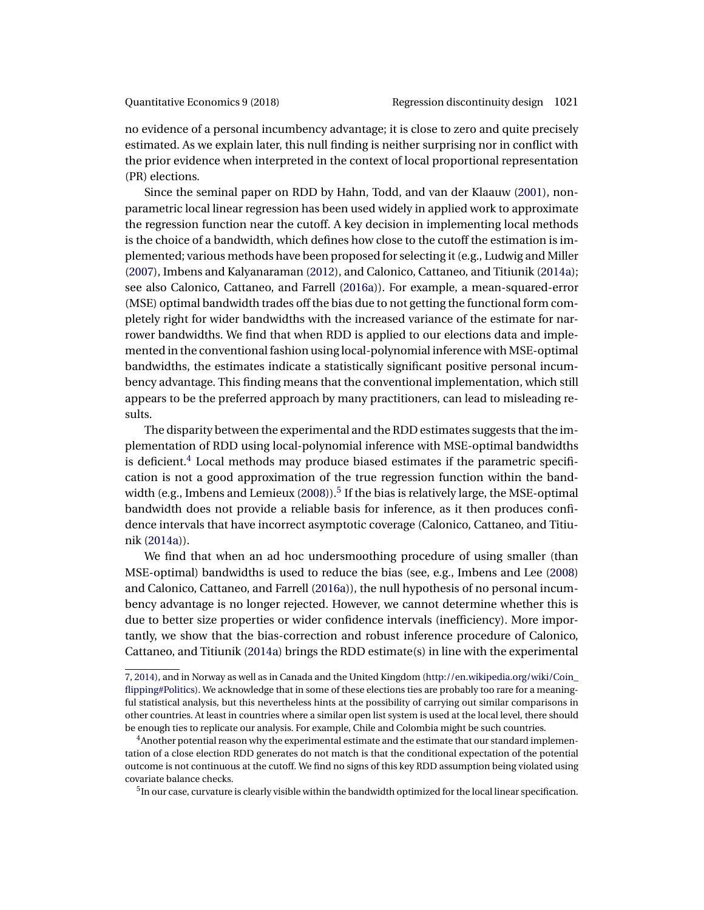no evidence of a personal incumbency advantage; it is close to zero and quite precisely estimated. As we explain later, this null finding is neither surprising nor in conflict with the prior evidence when interpreted in the context of local proportional representation (PR) elections.

Since the seminal paper on RDD by Hahn, Todd, and van der Klaauw (2001), nonparametric local linear regression has been used widely in applied work to approximate the regression function near the cutoff. A key decision in implementing local methods is the choice of a bandwidth, which defines how close to the cutoff the estimation is implemented; various methods have been proposed for selecting it (e.g., Ludwig and Miller (2007), Imbens and Kalyanaraman (2012), and Calonico, Cattaneo, and Titiunik (2014a); see also Calonico, Cattaneo, and Farrell (2016a)). For example, a mean-squared-error (MSE) optimal bandwidth trades off the bias due to not getting the functional form completely right for wider bandwidths with the increased variance of the estimate for narrower bandwidths. We find that when RDD is applied to our elections data and implemented in the conventional fashion using local-polynomial inference with MSE-optimal bandwidths, the estimates indicate a statistically significant positive personal incumbency advantage. This finding means that the conventional implementation, which still appears to be the preferred approach by many practitioners, can lead to misleading results.

The disparity between the experimental and the RDD estimates suggests that the implementation of RDD using local-polynomial inference with MSE-optimal bandwidths is deficient.[4] Local methods may produce biased estimates if the parametric specification is not a good approximation of the true regression function within the bandwidth (e.g., Imbens and Lemieux (2008)).[5] If the bias is relatively large, the MSE-optimal bandwidth does not provide a reliable basis for inference, as it then produces confidence intervals that have incorrect asymptotic coverage (Calonico, Cattaneo, and Titiunik (2014a)).

We find that when an ad hoc undersmoothing procedure of using smaller (than MSE-optimal) bandwidths is used to reduce the bias (see, e.g., Imbens and Lee (2008) and Calonico, Cattaneo, and Farrell (2016a)), the null hypothesis of no personal incumbency advantage is no longer rejected. However, we cannot determine whether this is due to better size properties or wider confidence intervals (inefficiency). More importantly, we show that the bias-correction and robust inference procedure of Calonico, Cattaneo, and Titiunik (2014a) brings the RDD estimate(s) in line with the experimental

---

7, 2014), and in Norway as well as in Canada and the United Kingdom (http://en.wikipedia.org/wiki/Coin_flipping#Politics). We acknowledge that in some of these elections ties are probably too rare for a meaningful statistical analysis, but this nevertheless hints at the possibility of carrying out similar comparisons in other countries. At least in countries where a similar open list system is used at the local level, there should be enough ties to replicate our analysis. For example, Chile and Colombia might be such countries.

[4] Another potential reason why the experimental estimate and the estimate that our standard implementation of a close election RDD generates do not match is that the conditional expectation of the potential outcome is not continuous at the cutoff. We find no signs of this key RDD assumption being violated using covariate balance checks.

[5] In our case, curvature is clearly visible within the bandwidth optimized for the local linear specification.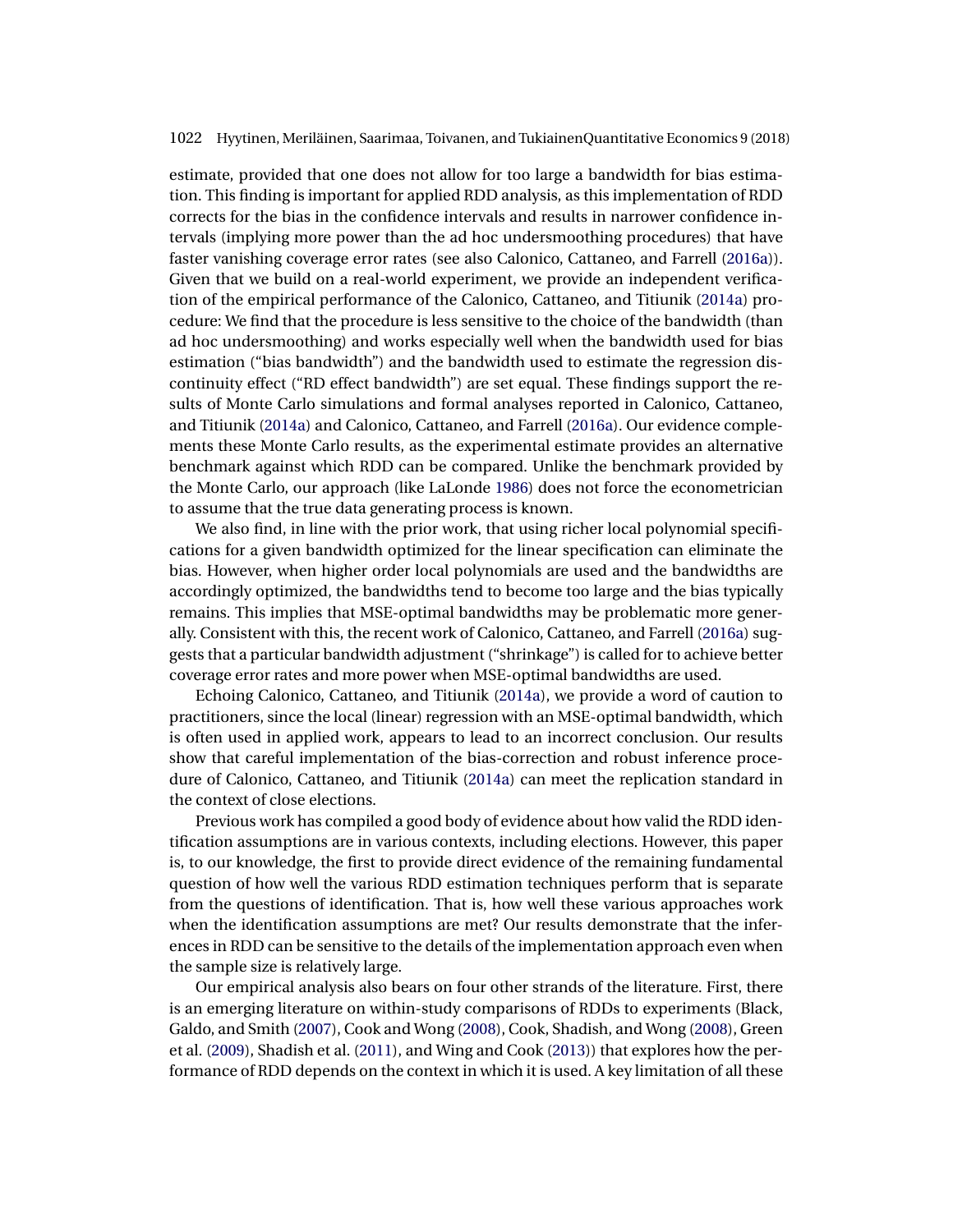estimate, provided that one does not allow for too large a bandwidth for bias estimation. This finding is important for applied RDD analysis, as this implementation of RDD corrects for the bias in the confidence intervals and results in narrower confidence intervals (implying more power than the ad hoc undersmoothing procedures) that have faster vanishing coverage error rates (see also Calonico, Cattaneo, and Farrell (2016a)). Given that we build on a real-world experiment, we provide an independent verification of the empirical performance of the Calonico, Cattaneo, and Titiunik (2014a) procedure: We find that the procedure is less sensitive to the choice of the bandwidth (than ad hoc undersmoothing) and works especially well when the bandwidth used for bias estimation ("bias bandwidth") and the bandwidth used to estimate the regression discontinuity effect ("RD effect bandwidth") are set equal. These findings support the results of Monte Carlo simulations and formal analyses reported in Calonico, Cattaneo, and Titiunik (2014a) and Calonico, Cattaneo, and Farrell (2016a). Our evidence complements these Monte Carlo results, as the experimental estimate provides an alternative benchmark against which RDD can be compared. Unlike the benchmark provided by the Monte Carlo, our approach (like LaLonde 1986) does not force the econometrician to assume that the true data generating process is known.

We also find, in line with the prior work, that using richer local polynomial specifications for a given bandwidth optimized for the linear specification can eliminate the bias. However, when higher order local polynomials are used and the bandwidths are accordingly optimized, the bandwidths tend to become too large and the bias typically remains. This implies that MSE-optimal bandwidths may be problematic more generally. Consistent with this, the recent work of Calonico, Cattaneo, and Farrell (2016a) suggests that a particular bandwidth adjustment ("shrinkage") is called for to achieve better coverage error rates and more power when MSE-optimal bandwidths are used.

Echoing Calonico, Cattaneo, and Titiunik (2014a), we provide a word of caution to practitioners, since the local (linear) regression with an MSE-optimal bandwidth, which is often used in applied work, appears to lead to an incorrect conclusion. Our results show that careful implementation of the bias-correction and robust inference procedure of Calonico, Cattaneo, and Titiunik (2014a) can meet the replication standard in the context of close elections.

Previous work has compiled a good body of evidence about how valid the RDD identification assumptions are in various contexts, including elections. However, this paper is, to our knowledge, the first to provide direct evidence of the remaining fundamental question of how well the various RDD estimation techniques perform that is separate from the questions of identification. That is, how well these various approaches work when the identification assumptions are met? Our results demonstrate that the inferences in RDD can be sensitive to the details of the implementation approach even when the sample size is relatively large.

Our empirical analysis also bears on four other strands of the literature. First, there is an emerging literature on within-study comparisons of RDDs to experiments (Black, Galdo, and Smith (2007), Cook and Wong (2008), Cook, Shadish, and Wong (2008), Green et al. (2009), Shadish et al. (2011), and Wing and Cook (2013)) that explores how the performance of RDD depends on the context in which it is used. A key limitation of all these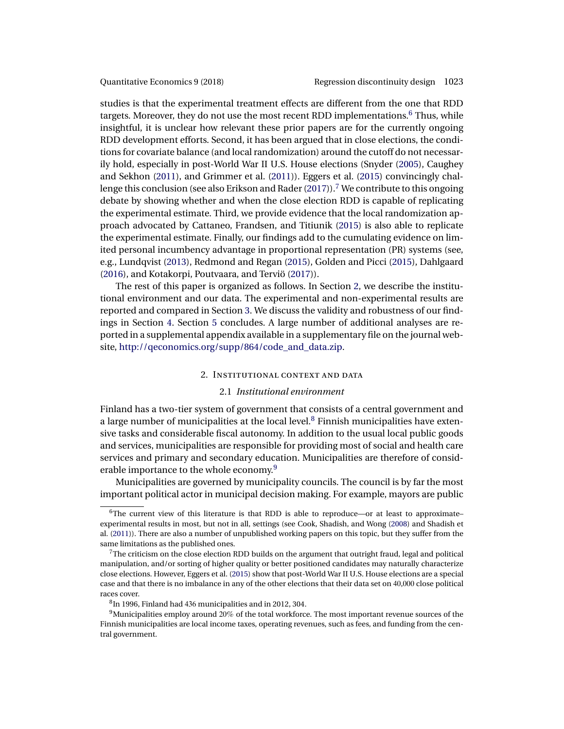studies is that the experimental treatment effects are different from the one that RDD targets. Moreover, they do not use the most recent RDD implementations.[6] Thus, while insightful, it is unclear how relevant these prior papers are for the currently ongoing RDD development efforts. Second, it has been argued that in close elections, the conditions for covariate balance (and local randomization) around the cutoff do not necessarily hold, especially in post-World War II U.S. House elections (Snyder (2005), Caughey and Sekhon (2011), and Grimmer et al. (2011)). Eggers et al. (2015) convincingly challenge this conclusion (see also Erikson and Rader (2017)).[7] We contribute to this ongoing debate by showing whether and when the close election RDD is capable of replicating the experimental estimate. Third, we provide evidence that the local randomization approach advocated by Cattaneo, Frandsen, and Titiunik (2015) is also able to replicate the experimental estimate. Finally, our findings add to the cumulating evidence on limited personal incumbency advantage in proportional representation (PR) systems (see, e.g., Lundqvist (2013), Redmond and Regan (2015), Golden and Picci (2015), Dahlgaard (2016), and Kotakorpi, Poutvaara, and Terviö (2017)).

The rest of this paper is organized as follows. In Section 2, we describe the institutional environment and our data. The experimental and non-experimental results are reported and compared in Section 3. We discuss the validity and robustness of our findings in Section 4. Section 5 concludes. A large number of additional analyses are reported in a supplemental appendix available in a supplementary file on the journal website, http://qeconomics.org/supp/864/code_and_data.zip.

## 2. Institutional context and data

### 2.1 *Institutional environment*

Finland has a two-tier system of government that consists of a central government and a large number of municipalities at the local level.[8] Finnish municipalities have extensive tasks and considerable fiscal autonomy. In addition to the usual local public goods and services, municipalities are responsible for providing most of social and health care services and primary and secondary education. Municipalities are therefore of considerable importance to the whole economy.[9]

Municipalities are governed by municipality councils. The council is by far the most important political actor in municipal decision making. For example, mayors are public

---

[6] The current view of this literature is that RDD is able to reproduce—or at least to approximate–experimental results in most, but not in all, settings (see Cook, Shadish, and Wong (2008) and Shadish et al. (2011)). There are also a number of unpublished working papers on this topic, but they suffer from the same limitations as the published ones.

[7] The criticism on the close election RDD builds on the argument that outright fraud, legal and political manipulation, and/or sorting of higher quality or better positioned candidates may naturally characterize close elections. However, Eggers et al. (2015) show that post-World War II U.S. House elections are a special case and that there is no imbalance in any of the other elections that their data set on 40,000 close political races cover.

[8] In 1996, Finland had 436 municipalities and in 2012, 304.

[9] Municipalities employ around 20% of the total workforce. The most important revenue sources of the Finnish municipalities are local income taxes, operating revenues, such as fees, and funding from the central government.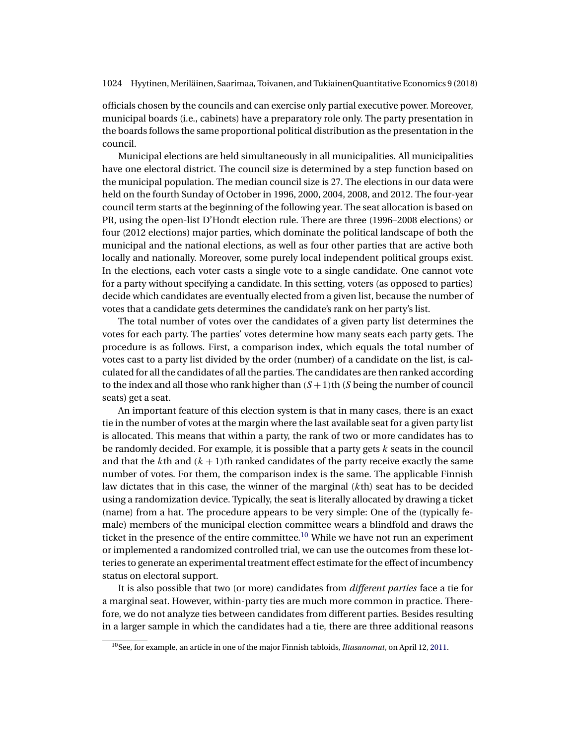officials chosen by the councils and can exercise only partial executive power. Moreover, municipal boards (i.e., cabinets) have a preparatory role only. The party presentation in the boards follows the same proportional political distribution as the presentation in the council.

Municipal elections are held simultaneously in all municipalities. All municipalities have one electoral district. The council size is determined by a step function based on the municipal population. The median council size is 27. The elections in our data were held on the fourth Sunday of October in 1996, 2000, 2004, 2008, and 2012. The four-year council term starts at the beginning of the following year. The seat allocation is based on PR, using the open-list D'Hondt election rule. There are three (1996–2008 elections) or four (2012 elections) major parties, which dominate the political landscape of both the municipal and the national elections, as well as four other parties that are active both locally and nationally. Moreover, some purely local independent political groups exist. In the elections, each voter casts a single vote to a single candidate. One cannot vote for a party without specifying a candidate. In this setting, voters (as opposed to parties) decide which candidates are eventually elected from a given list, because the number of votes that a candidate gets determines the candidate's rank on her party's list.

The total number of votes over the candidates of a given party list determines the votes for each party. The parties' votes determine how many seats each party gets. The procedure is as follows. First, a comparison index, which equals the total number of votes cast to a party list divided by the order (number) of a candidate on the list, is calculated for all the candidates of all the parties. The candidates are then ranked according to the index and all those who rank higher than $(S+1)$th ($S$ being the number of council seats) get a seat.

An important feature of this election system is that in many cases, there is an exact tie in the number of votes at the margin where the last available seat for a given party list is allocated. This means that within a party, the rank of two or more candidates has to be randomly decided. For example, it is possible that a party gets $k$ seats in the council and that the $k$th and $(k+1)$th ranked candidates of the party receive exactly the same number of votes. For them, the comparison index is the same. The applicable Finnish law dictates that in this case, the winner of the marginal ($k$th) seat has to be decided using a randomization device. Typically, the seat is literally allocated by drawing a ticket (name) from a hat. The procedure appears to be very simple: One of the (typically female) members of the municipal election committee wears a blindfold and draws the ticket in the presence of the entire committee.[10] While we have not run an experiment or implemented a randomized controlled trial, we can use the outcomes from these lotteries to generate an experimental treatment effect estimate for the effect of incumbency status on electoral support.

It is also possible that two (or more) candidates from *different parties* face a tie for a marginal seat. However, within-party ties are much more common in practice. Therefore, we do not analyze ties between candidates from different parties. Besides resulting in a larger sample in which the candidates had a tie, there are three additional reasons

[10] See, for example, an article in one of the major Finnish tabloids, *Iltasanomat*, on April 12, 2011.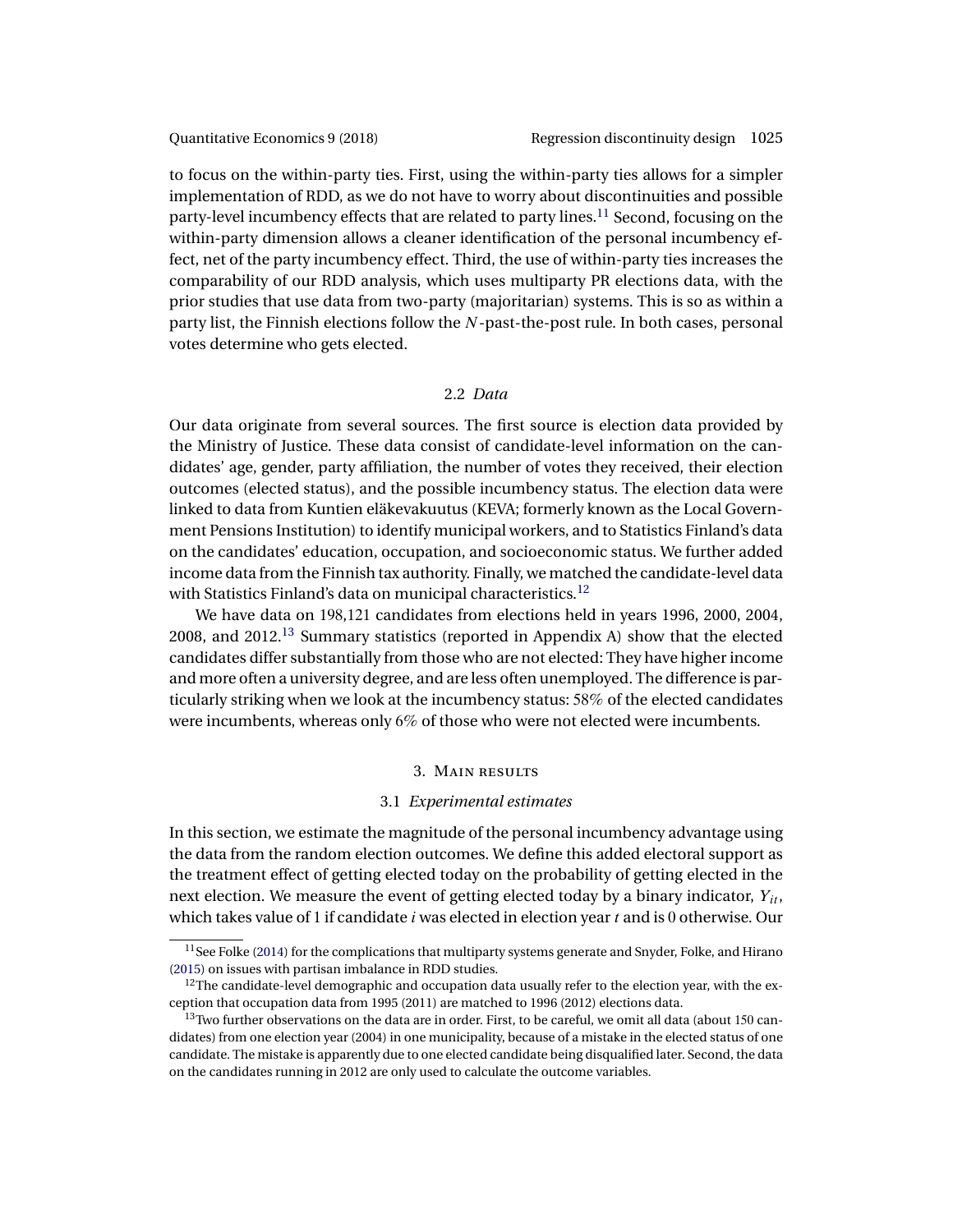to focus on the within-party ties. First, using the within-party ties allows for a simpler implementation of RDD, as we do not have to worry about discontinuities and possible party-level incumbency effects that are related to party lines.[11] Second, focusing on the within-party dimension allows a cleaner identification of the personal incumbency effect, net of the party incumbency effect. Third, the use of within-party ties increases the comparability of our RDD analysis, which uses multiparty PR elections data, with the prior studies that use data from two-party (majoritarian) systems. This is so as within a party list, the Finnish elections follow the $N$-past-the-post rule. In both cases, personal votes determine who gets elected.

### 2.2 *Data*

Our data originate from several sources. The first source is election data provided by the Ministry of Justice. These data consist of candidate-level information on the candidates' age, gender, party affiliation, the number of votes they received, their election outcomes (elected status), and the possible incumbency status. The election data were linked to data from Kuntien eläkevakuutus (KEVA; formerly known as the Local Government Pensions Institution) to identify municipal workers, and to Statistics Finland's data on the candidates' education, occupation, and socioeconomic status. We further added income data from the Finnish tax authority. Finally, we matched the candidate-level data with Statistics Finland's data on municipal characteristics.[12]

We have data on 198,121 candidates from elections held in years 1996, 2000, 2004, 2008, and 2012.[13] Summary statistics (reported in Appendix A) show that the elected candidates differ substantially from those who are not elected: They have higher income and more often a university degree, and are less often unemployed. The difference is particularly striking when we look at the incumbency status: 58% of the elected candidates were incumbents, whereas only 6% of those who were not elected were incumbents.

## 3. Main results

### 3.1 *Experimental estimates*

In this section, we estimate the magnitude of the personal incumbency advantage using the data from the random election outcomes. We define this added electoral support as the treatment effect of getting elected today on the probability of getting elected in the next election. We measure the event of getting elected today by a binary indicator, $Y_{it}$, which takes value of 1 if candidate $i$ was elected in election year $t$ and is 0 otherwise. Our

---

[11] See Folke (2014) for the complications that multiparty systems generate and Snyder, Folke, and Hirano (2015) on issues with partisan imbalance in RDD studies.

[12] The candidate-level demographic and occupation data usually refer to the election year, with the exception that occupation data from 1995 (2011) are matched to 1996 (2012) elections data.

[13] Two further observations on the data are in order. First, to be careful, we omit all data (about 150 candidates) from one election year (2004) in one municipality, because of a mistake in the elected status of one candidate. The mistake is apparently due to one elected candidate being disqualified later. Second, the data on the candidates running in 2012 are only used to calculate the outcome variables.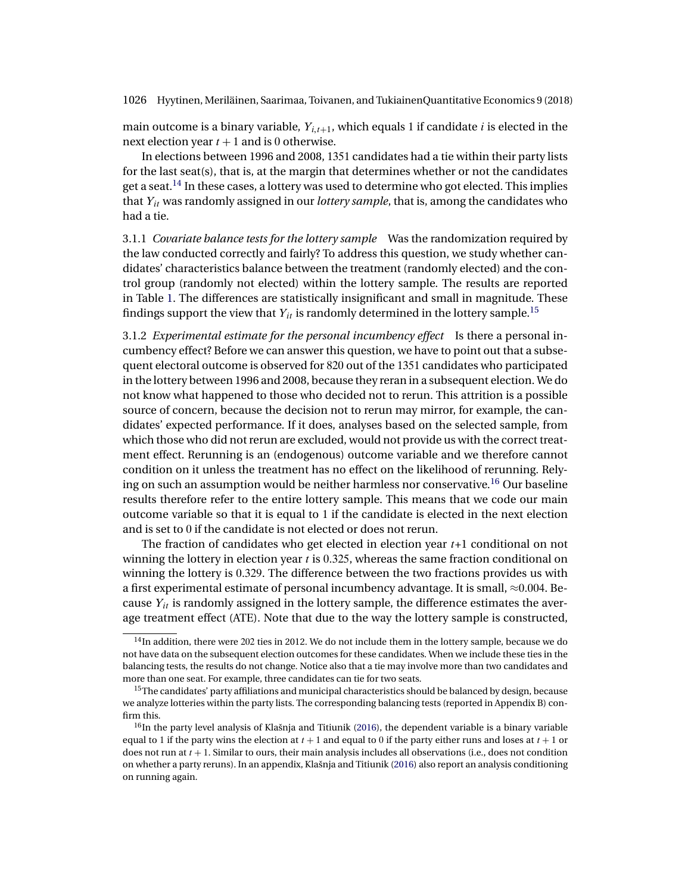main outcome is a binary variable, $Y_{i,t+1}$, which equals 1 if candidate $i$ is elected in the next election year $t+1$ and is 0 otherwise.

In elections between 1996 and 2008, 1351 candidates had a tie within their party lists for the last seat(s), that is, at the margin that determines whether or not the candidates get a seat.[14] In these cases, a lottery was used to determine who got elected. This implies that $Y_{it}$ was randomly assigned in our *lottery sample*, that is, among the candidates who had a tie.

#### 3.1.1 *Covariate balance tests for the lottery sample*

Was the randomization required by the law conducted correctly and fairly? To address this question, we study whether candidates' characteristics balance between the treatment (randomly elected) and the control group (randomly not elected) within the lottery sample. The results are reported in Table 1. The differences are statistically insignificant and small in magnitude. These findings support the view that $Y_{it}$ is randomly determined in the lottery sample.[15]

#### 3.1.2 *Experimental estimate for the personal incumbency effect*

Is there a personal incumbency effect? Before we can answer this question, we have to point out that a subsequent electoral outcome is observed for 820 out of the 1351 candidates who participated in the lottery between 1996 and 2008, because they reran in a subsequent election. We do not know what happened to those who decided not to rerun. This attrition is a possible source of concern, because the decision not to rerun may mirror, for example, the candidates' expected performance. If it does, analyses based on the selected sample, from which those who did not rerun are excluded, would not provide us with the correct treatment effect. Rerunning is an (endogenous) outcome variable and we therefore cannot condition on it unless the treatment has no effect on the likelihood of rerunning. Relying on such an assumption would be neither harmless nor conservative.[16] Our baseline results therefore refer to the entire lottery sample. This means that we code our main outcome variable so that it is equal to 1 if the candidate is elected in the next election and is set to 0 if the candidate is not elected or does not rerun.

The fraction of candidates who get elected in election year $t$+1 conditional on not winning the lottery in election year $t$ is 0.325, whereas the same fraction conditional on winning the lottery is 0.329. The difference between the two fractions provides us with a first experimental estimate of personal incumbency advantage. It is small, $\approx$0.004. Because $Y_{it}$ is randomly assigned in the lottery sample, the difference estimates the average treatment effect (ATE). Note that due to the way the lottery sample is constructed,

---

[14] In addition, there were 202 ties in 2012. We do not include them in the lottery sample, because we do not have data on the subsequent election outcomes for these candidates. When we include these ties in the balancing tests, the results do not change. Notice also that a tie may involve more than two candidates and more than one seat. For example, three candidates can tie for two seats.

[15] The candidates' party affiliations and municipal characteristics should be balanced by design, because we analyze lotteries within the party lists. The corresponding balancing tests (reported in Appendix B) confirm this.

[16] In the party level analysis of Klašnja and Titiunik (2016), the dependent variable is a binary variable equal to 1 if the party wins the election at $t+1$ and equal to 0 if the party either runs and loses at $t+1$ or does not run at $t+1$. Similar to ours, their main analysis includes all observations (i.e., does not condition on whether a party reruns). In an appendix, Klašnja and Titiunik (2016) also report an analysis conditioning on running again.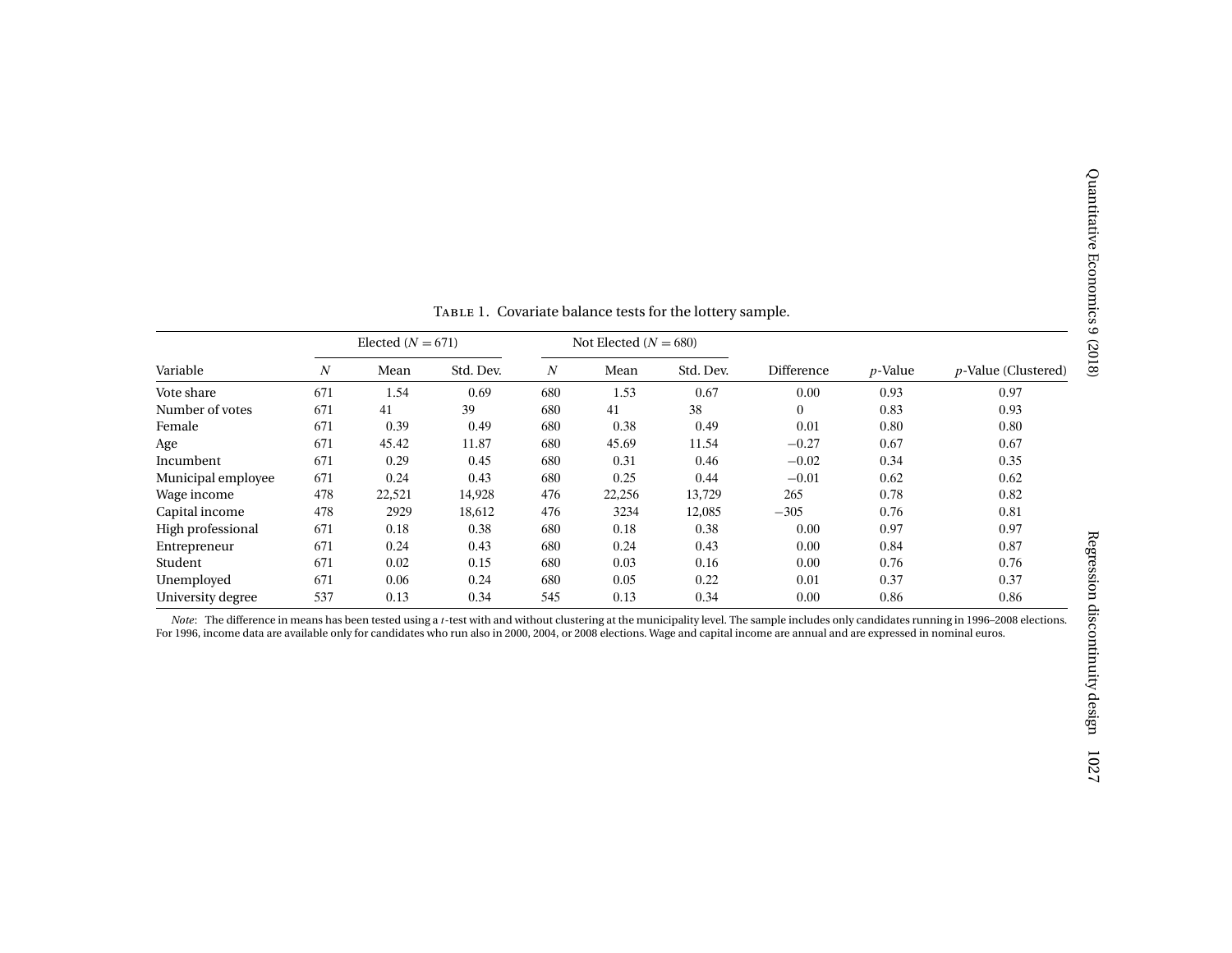TABLE 1. Covariate balance tests for the lottery sample.

| | Elected ($N = 671$) | | | Not Elected ($N = 680$) | | | | | |
|---|---|---|---|---|---|---|---|---|---|
| Variable | $N$ | Mean | Std. Dev. | $N$ | Mean | Std. Dev. | Difference | $p$-Value | $p$-Value (Clustered) |
| Vote share | 671 | 1.54 | 0.69 | 680 | 1.53 | 0.67 | 0.00 | 0.93 | 0.97 |
| Number of votes | 671 | 41 | 39 | 680 | 41 | 38 | 0 | 0.83 | 0.93 |
| Female | 671 | 0.39 | 0.49 | 680 | 0.38 | 0.49 | 0.01 | 0.80 | 0.80 |
| Age | 671 | 45.42 | 11.87 | 680 | 45.69 | 11.54 | −0.27 | 0.67 | 0.67 |
| Incumbent | 671 | 0.29 | 0.45 | 680 | 0.31 | 0.46 | −0.02 | 0.34 | 0.35 |
| Municipal employee | 671 | 0.24 | 0.43 | 680 | 0.25 | 0.44 | −0.01 | 0.62 | 0.62 |
| Wage income | 478 | 22,521 | 14,928 | 476 | 22,256 | 13,729 | 265 | 0.78 | 0.82 |
| Capital income | 478 | 2929 | 18,612 | 476 | 3234 | 12,085 | −305 | 0.76 | 0.81 |
| High professional | 671 | 0.18 | 0.38 | 680 | 0.18 | 0.38 | 0.00 | 0.97 | 0.97 |
| Entrepreneur | 671 | 0.24 | 0.43 | 680 | 0.24 | 0.43 | 0.00 | 0.84 | 0.87 |
| Student | 671 | 0.02 | 0.15 | 680 | 0.03 | 0.16 | 0.00 | 0.76 | 0.76 |
| Unemployed | 671 | 0.06 | 0.24 | 680 | 0.05 | 0.22 | 0.01 | 0.37 | 0.37 |
| University degree | 537 | 0.13 | 0.34 | 545 | 0.13 | 0.34 | 0.00 | 0.86 | 0.86 |

*Note*: The difference in means has been tested using a $t$-test with and without clustering at the municipality level. The sample includes only candidates running in 1996–2008 elections. For 1996, income data are available only for candidates who run also in 2000, 2004, or 2008 elections. Wage and capital income are annual and are expressed in nominal euros.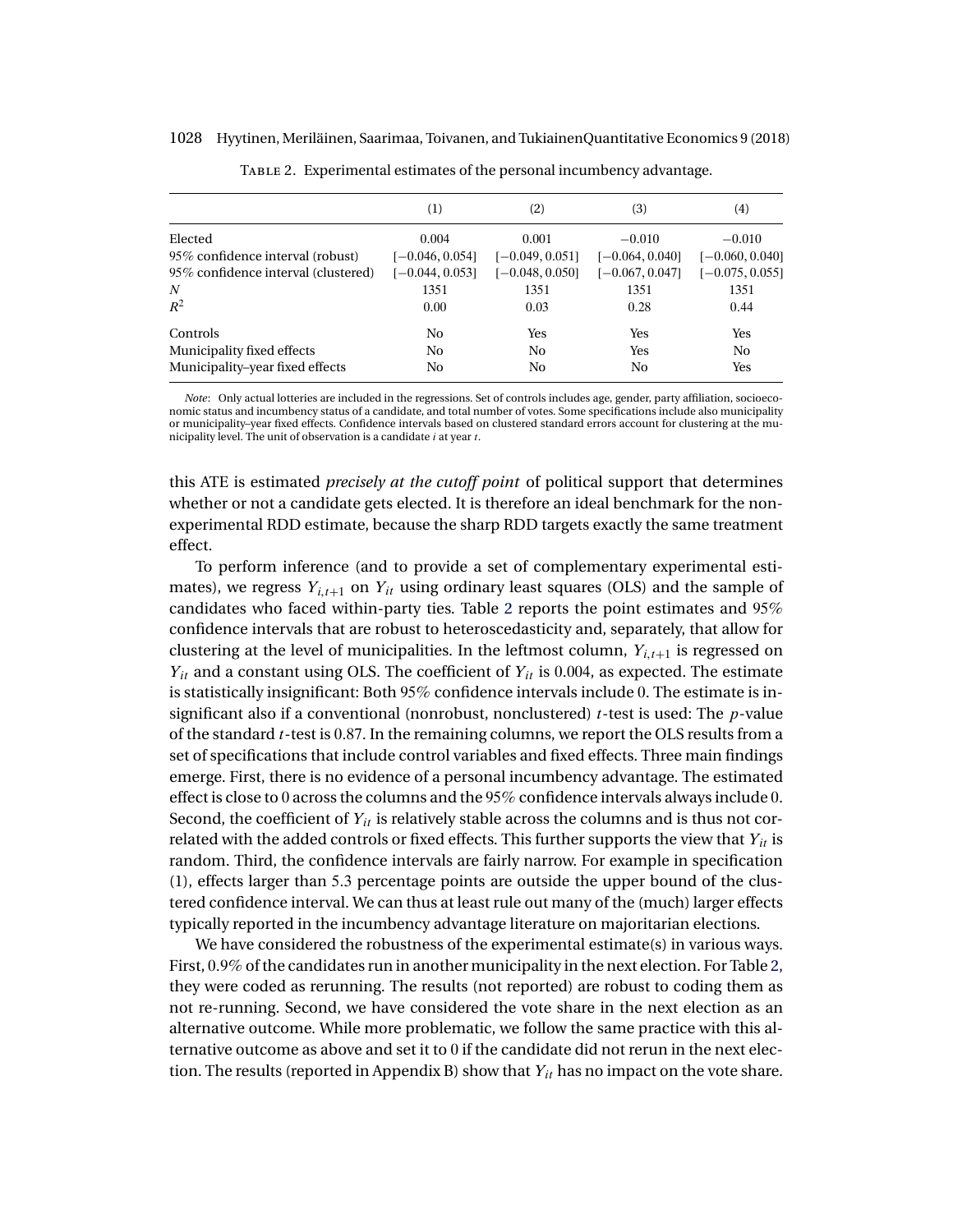Table 2. Experimental estimates of the personal incumbency advantage.

| | (1) | (2) | (3) | (4) |
|---|---|---|---|---|
| Elected | 0.004 | 0.001 | −0.010 | −0.010 |
| 95% confidence interval (robust) | [−0.046, 0.054] | [−0.049, 0.051] | [−0.064, 0.040] | [−0.060, 0.040] |
| 95% confidence interval (clustered) | [−0.044, 0.053] | [−0.048, 0.050] | [−0.067, 0.047] | [−0.075, 0.055] |
| $N$ | 1351 | 1351 | 1351 | 1351 |
| $R^2$ | 0.00 | 0.03 | 0.28 | 0.44 |
| Controls | No | Yes | Yes | Yes |
| Municipality fixed effects | No | No | Yes | No |
| Municipality–year fixed effects | No | No | No | Yes |

*Note*: Only actual lotteries are included in the regressions. Set of controls includes age, gender, party affiliation, socioeconomic status and incumbency status of a candidate, and total number of votes. Some specifications include also municipality or municipality–year fixed effects. Confidence intervals based on clustered standard errors account for clustering at the municipality level. The unit of observation is a candidate $i$ at year $t$.

this ATE is estimated *precisely at the cutoff point* of political support that determines whether or not a candidate gets elected. It is therefore an ideal benchmark for the nonexperimental RDD estimate, because the sharp RDD targets exactly the same treatment effect.

To perform inference (and to provide a set of complementary experimental estimates), we regress $Y_{i,t+1}$ on $Y_{it}$ using ordinary least squares (OLS) and the sample of candidates who faced within-party ties. Table 2 reports the point estimates and 95% confidence intervals that are robust to heteroscedasticity and, separately, that allow for clustering at the level of municipalities. In the leftmost column, $Y_{i,t+1}$ is regressed on $Y_{it}$ and a constant using OLS. The coefficient of $Y_{it}$ is 0.004, as expected. The estimate is statistically insignificant: Both 95% confidence intervals include 0. The estimate is insignificant also if a conventional (nonrobust, nonclustered) $t$-test is used: The $p$-value of the standard $t$-test is 0.87. In the remaining columns, we report the OLS results from a set of specifications that include control variables and fixed effects. Three main findings emerge. First, there is no evidence of a personal incumbency advantage. The estimated effect is close to 0 across the columns and the 95% confidence intervals always include 0. Second, the coefficient of $Y_{it}$ is relatively stable across the columns and is thus not correlated with the added controls or fixed effects. This further supports the view that $Y_{it}$ is random. Third, the confidence intervals are fairly narrow. For example in specification (1), effects larger than 5.3 percentage points are outside the upper bound of the clustered confidence interval. We can thus at least rule out many of the (much) larger effects typically reported in the incumbency advantage literature on majoritarian elections.

We have considered the robustness of the experimental estimate(s) in various ways. First, 0.9% of the candidates run in another municipality in the next election. For Table 2, they were coded as rerunning. The results (not reported) are robust to coding them as not re-running. Second, we have considered the vote share in the next election as an alternative outcome. While more problematic, we follow the same practice with this alternative outcome as above and set it to 0 if the candidate did not rerun in the next election. The results (reported in Appendix B) show that $Y_{it}$ has no impact on the vote share.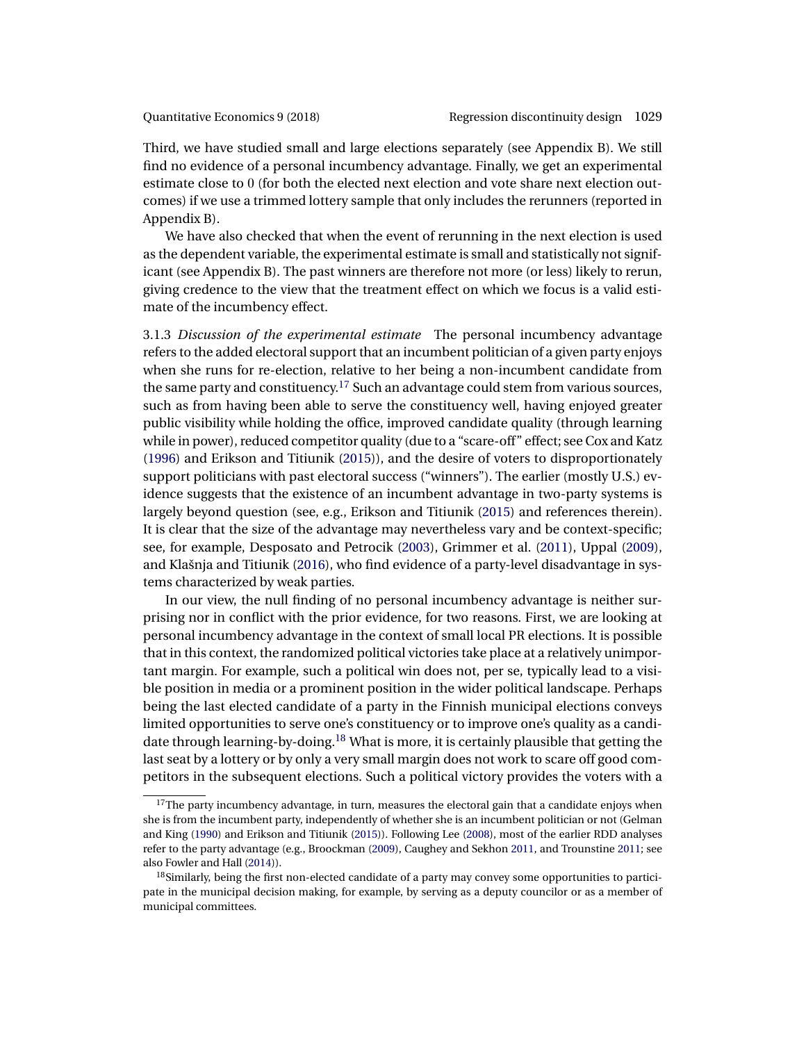Third, we have studied small and large elections separately (see Appendix B). We still find no evidence of a personal incumbency advantage. Finally, we get an experimental estimate close to 0 (for both the elected next election and vote share next election outcomes) if we use a trimmed lottery sample that only includes the rerunners (reported in Appendix B).

We have also checked that when the event of rerunning in the next election is used as the dependent variable, the experimental estimate is small and statistically not significant (see Appendix B). The past winners are therefore not more (or less) likely to rerun, giving credence to the view that the treatment effect on which we focus is a valid estimate of the incumbency effect.

3.1.3 *Discussion of the experimental estimate* The personal incumbency advantage refers to the added electoral support that an incumbent politician of a given party enjoys when she runs for re-election, relative to her being a non-incumbent candidate from the same party and constituency.[17] Such an advantage could stem from various sources, such as from having been able to serve the constituency well, having enjoyed greater public visibility while holding the office, improved candidate quality (through learning while in power), reduced competitor quality (due to a "scare-off" effect; see Cox and Katz (1996) and Erikson and Titiunik (2015)), and the desire of voters to disproportionately support politicians with past electoral success ("winners"). The earlier (mostly U.S.) evidence suggests that the existence of an incumbent advantage in two-party systems is largely beyond question (see, e.g., Erikson and Titiunik (2015) and references therein). It is clear that the size of the advantage may nevertheless vary and be context-specific; see, for example, Desposato and Petrocik (2003), Grimmer et al. (2011), Uppal (2009), and Klašnja and Titiunik (2016), who find evidence of a party-level disadvantage in systems characterized by weak parties.

In our view, the null finding of no personal incumbency advantage is neither surprising nor in conflict with the prior evidence, for two reasons. First, we are looking at personal incumbency advantage in the context of small local PR elections. It is possible that in this context, the randomized political victories take place at a relatively unimportant margin. For example, such a political win does not, per se, typically lead to a visible position in media or a prominent position in the wider political landscape. Perhaps being the last elected candidate of a party in the Finnish municipal elections conveys limited opportunities to serve one's constituency or to improve one's quality as a candidate through learning-by-doing.[18] What is more, it is certainly plausible that getting the last seat by a lottery or by only a very small margin does not work to scare off good competitors in the subsequent elections. Such a political victory provides the voters with a

---

[17] The party incumbency advantage, in turn, measures the electoral gain that a candidate enjoys when she is from the incumbent party, independently of whether she is an incumbent politician or not (Gelman and King (1990) and Erikson and Titiunik (2015)). Following Lee (2008), most of the earlier RDD analyses refer to the party advantage (e.g., Broockman (2009), Caughey and Sekhon 2011, and Trounstine 2011; see also Fowler and Hall (2014)).

[18] Similarly, being the first non-elected candidate of a party may convey some opportunities to participate in the municipal decision making, for example, by serving as a deputy councilor or as a member of municipal committees.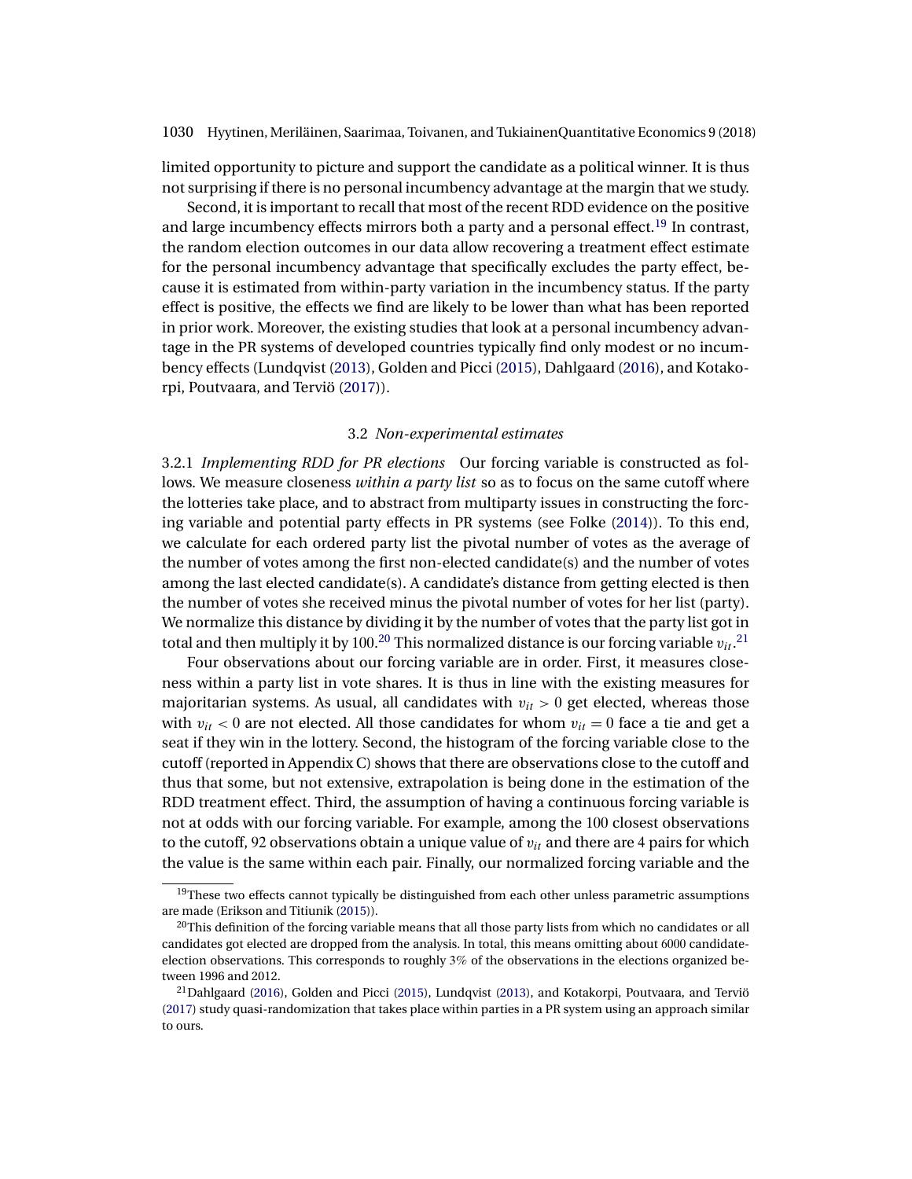limited opportunity to picture and support the candidate as a political winner. It is thus not surprising if there is no personal incumbency advantage at the margin that we study.

Second, it is important to recall that most of the recent RDD evidence on the positive and large incumbency effects mirrors both a party and a personal effect.[19] In contrast, the random election outcomes in our data allow recovering a treatment effect estimate for the personal incumbency advantage that specifically excludes the party effect, because it is estimated from within-party variation in the incumbency status. If the party effect is positive, the effects we find are likely to be lower than what has been reported in prior work. Moreover, the existing studies that look at a personal incumbency advantage in the PR systems of developed countries typically find only modest or no incumbency effects (Lundqvist (2013), Golden and Picci (2015), Dahlgaard (2016), and Kotakorpi, Poutvaara, and Terviö (2017)).

### 3.2 *Non-experimental estimates*

3.2.1 *Implementing RDD for PR elections* Our forcing variable is constructed as follows. We measure closeness *within a party list* so as to focus on the same cutoff where the lotteries take place, and to abstract from multiparty issues in constructing the forcing variable and potential party effects in PR systems (see Folke (2014)). To this end, we calculate for each ordered party list the pivotal number of votes as the average of the number of votes among the first non-elected candidate(s) and the number of votes among the last elected candidate(s). A candidate's distance from getting elected is then the number of votes she received minus the pivotal number of votes for her list (party). We normalize this distance by dividing it by the number of votes that the party list got in total and then multiply it by 100.[20] This normalized distance is our forcing variable $v_{it}$.[21]

Four observations about our forcing variable are in order. First, it measures closeness within a party list in vote shares. It is thus in line with the existing measures for majoritarian systems. As usual, all candidates with $v_{it} > 0$ get elected, whereas those with $v_{it} < 0$ are not elected. All those candidates for whom $v_{it} = 0$ face a tie and get a seat if they win in the lottery. Second, the histogram of the forcing variable close to the cutoff (reported in Appendix C) shows that there are observations close to the cutoff and thus that some, but not extensive, extrapolation is being done in the estimation of the RDD treatment effect. Third, the assumption of having a continuous forcing variable is not at odds with our forcing variable. For example, among the 100 closest observations to the cutoff, 92 observations obtain a unique value of $v_{it}$ and there are 4 pairs for which the value is the same within each pair. Finally, our normalized forcing variable and the

---

[19] These two effects cannot typically be distinguished from each other unless parametric assumptions are made (Erikson and Titiunik (2015)).

[20] This definition of the forcing variable means that all those party lists from which no candidates or all candidates got elected are dropped from the analysis. In total, this means omitting about 6000 candidate-election observations. This corresponds to roughly 3% of the observations in the elections organized between 1996 and 2012.

[21] Dahlgaard (2016), Golden and Picci (2015), Lundqvist (2013), and Kotakorpi, Poutvaara, and Terviö (2017) study quasi-randomization that takes place within parties in a PR system using an approach similar to ours.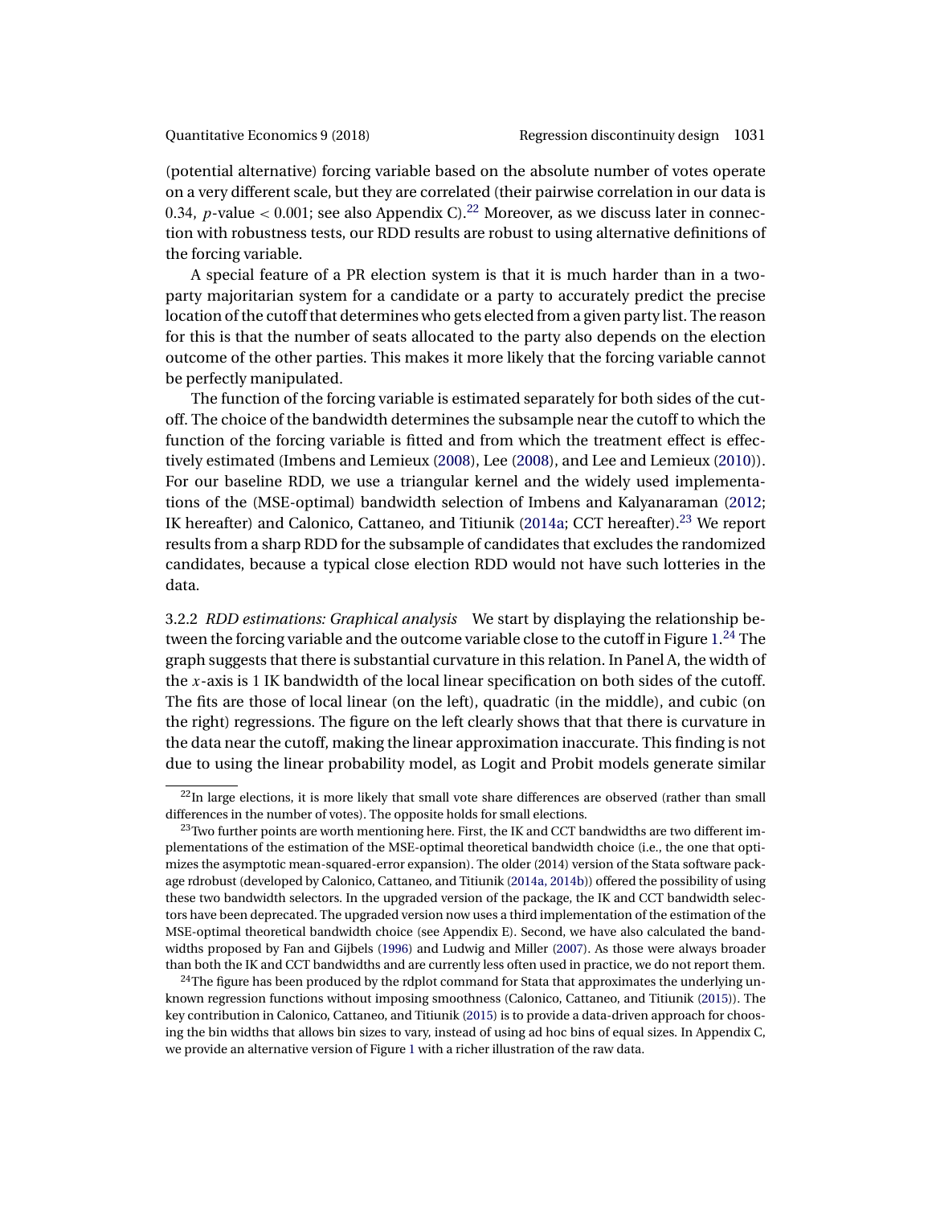(potential alternative) forcing variable based on the absolute number of votes operate on a very different scale, but they are correlated (their pairwise correlation in our data is 0.34, $p$-value $< 0.001$; see also Appendix C).[22] Moreover, as we discuss later in connection with robustness tests, our RDD results are robust to using alternative definitions of the forcing variable.

A special feature of a PR election system is that it is much harder than in a two-party majoritarian system for a candidate or a party to accurately predict the precise location of the cutoff that determines who gets elected from a given party list. The reason for this is that the number of seats allocated to the party also depends on the election outcome of the other parties. This makes it more likely that the forcing variable cannot be perfectly manipulated.

The function of the forcing variable is estimated separately for both sides of the cutoff. The choice of the bandwidth determines the subsample near the cutoff to which the function of the forcing variable is fitted and from which the treatment effect is effectively estimated (Imbens and Lemieux (2008), Lee (2008), and Lee and Lemieux (2010)). For our baseline RDD, we use a triangular kernel and the widely used implementations of the (MSE-optimal) bandwidth selection of Imbens and Kalyanaraman (2012; IK hereafter) and Calonico, Cattaneo, and Titiunik (2014a; CCT hereafter).[23] We report results from a sharp RDD for the subsample of candidates that excludes the randomized candidates, because a typical close election RDD would not have such lotteries in the data.

3.2.2 *RDD estimations: Graphical analysis* We start by displaying the relationship between the forcing variable and the outcome variable close to the cutoff in Figure 1.[24] The graph suggests that there is substantial curvature in this relation. In Panel A, the width of the $x$-axis is 1 IK bandwidth of the local linear specification on both sides of the cutoff. The fits are those of local linear (on the left), quadratic (in the middle), and cubic (on the right) regressions. The figure on the left clearly shows that that there is curvature in the data near the cutoff, making the linear approximation inaccurate. This finding is not due to using the linear probability model, as Logit and Probit models generate similar

[22] In large elections, it is more likely that small vote share differences are observed (rather than small differences in the number of votes). The opposite holds for small elections.

[23] Two further points are worth mentioning here. First, the IK and CCT bandwidths are two different implementations of the estimation of the MSE-optimal theoretical bandwidth choice (i.e., the one that optimizes the asymptotic mean-squared-error expansion). The older (2014) version of the Stata software package rdrobust (developed by Calonico, Cattaneo, and Titiunik (2014a, 2014b)) offered the possibility of using these two bandwidth selectors. In the upgraded version of the package, the IK and CCT bandwidth selectors have been deprecated. The upgraded version now uses a third implementation of the estimation of the MSE-optimal theoretical bandwidth choice (see Appendix E). Second, we have also calculated the bandwidths proposed by Fan and Gijbels (1996) and Ludwig and Miller (2007). As those were always broader than both the IK and CCT bandwidths and are currently less often used in practice, we do not report them.

[24] The figure has been produced by the rdplot command for Stata that approximates the underlying unknown regression functions without imposing smoothness (Calonico, Cattaneo, and Titiunik (2015)). The key contribution in Calonico, Cattaneo, and Titiunik (2015) is to provide a data-driven approach for choosing the bin widths that allows bin sizes to vary, instead of using ad hoc bins of equal sizes. In Appendix C, we provide an alternative version of Figure 1 with a richer illustration of the raw data.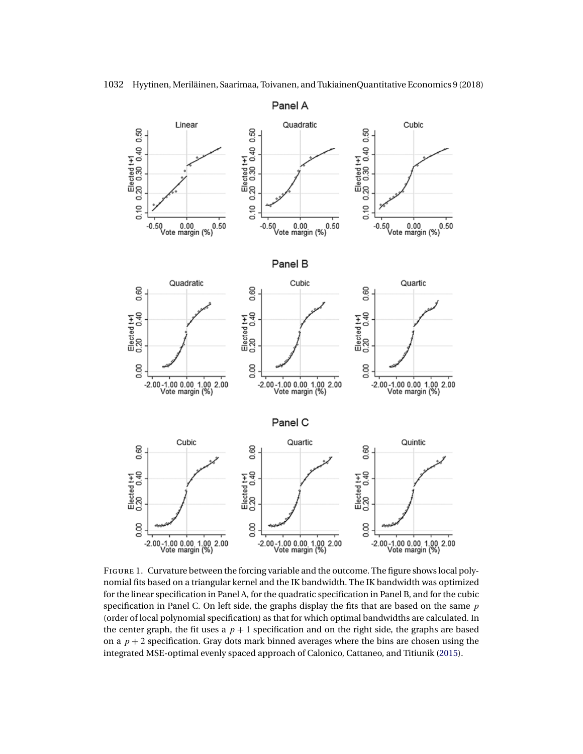FIGURE 1. Curvature between the forcing variable and the outcome. The figure shows local polynomial fits based on a triangular kernel and the IK bandwidth. The IK bandwidth was optimized for the linear specification in Panel A, for the quadratic specification in Panel B, and for the cubic specification in Panel C. On left side, the graphs display the fits that are based on the same $p$ (order of local polynomial specification) as that for which optimal bandwidths are calculated. In the center graph, the fit uses a $p + 1$ specification and on the right side, the graphs are based on a $p + 2$ specification. Gray dots mark binned averages where the bins are chosen using the integrated MSE-optimal evenly spaced approach of Calonico, Cattaneo, and Titiunik (2015).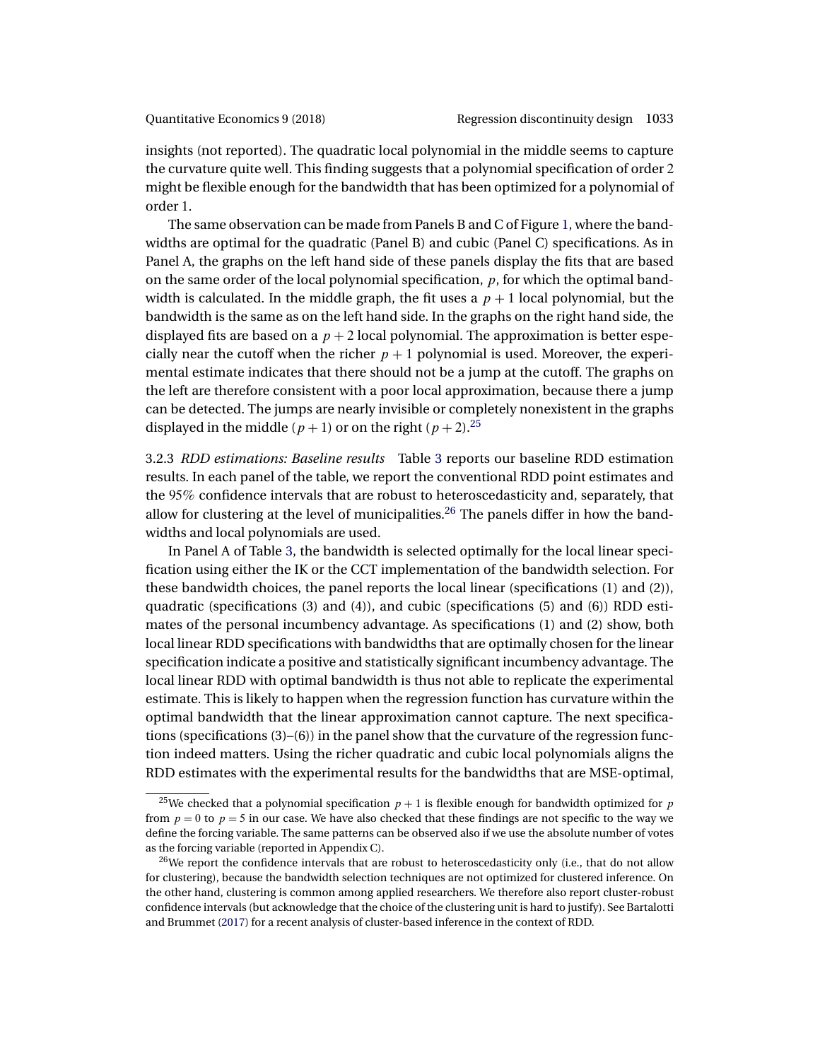insights (not reported). The quadratic local polynomial in the middle seems to capture the curvature quite well. This finding suggests that a polynomial specification of order 2 might be flexible enough for the bandwidth that has been optimized for a polynomial of order 1.

The same observation can be made from Panels B and C of Figure 1, where the bandwidths are optimal for the quadratic (Panel B) and cubic (Panel C) specifications. As in Panel A, the graphs on the left hand side of these panels display the fits that are based on the same order of the local polynomial specification, $p$, for which the optimal bandwidth is calculated. In the middle graph, the fit uses a $p+1$ local polynomial, but the bandwidth is the same as on the left hand side. In the graphs on the right hand side, the displayed fits are based on a $p+2$ local polynomial. The approximation is better especially near the cutoff when the richer $p+1$ polynomial is used. Moreover, the experimental estimate indicates that there should not be a jump at the cutoff. The graphs on the left are therefore consistent with a poor local approximation, because there a jump can be detected. The jumps are nearly invisible or completely nonexistent in the graphs displayed in the middle ($p+1$) or on the right ($p+2$).[25]

3.2.3 *RDD estimations: Baseline results* Table 3 reports our baseline RDD estimation results. In each panel of the table, we report the conventional RDD point estimates and the 95% confidence intervals that are robust to heteroscedasticity and, separately, that allow for clustering at the level of municipalities.[26] The panels differ in how the bandwidths and local polynomials are used.

In Panel A of Table 3, the bandwidth is selected optimally for the local linear specification using either the IK or the CCT implementation of the bandwidth selection. For these bandwidth choices, the panel reports the local linear (specifications (1) and (2)), quadratic (specifications (3) and (4)), and cubic (specifications (5) and (6)) RDD estimates of the personal incumbency advantage. As specifications (1) and (2) show, both local linear RDD specifications with bandwidths that are optimally chosen for the linear specification indicate a positive and statistically significant incumbency advantage. The local linear RDD with optimal bandwidth is thus not able to replicate the experimental estimate. This is likely to happen when the regression function has curvature within the optimal bandwidth that the linear approximation cannot capture. The next specifications (specifications (3)–(6)) in the panel show that the curvature of the regression function indeed matters. Using the richer quadratic and cubic local polynomials aligns the RDD estimates with the experimental results for the bandwidths that are MSE-optimal,

[25] We checked that a polynomial specification $p+1$ is flexible enough for bandwidth optimized for $p$ from $p=0$ to $p=5$ in our case. We have also checked that these findings are not specific to the way we define the forcing variable. The same patterns can be observed also if we use the absolute number of votes as the forcing variable (reported in Appendix C).

[26] We report the confidence intervals that are robust to heteroscedasticity only (i.e., that do not allow for clustering), because the bandwidth selection techniques are not optimized for clustered inference. On the other hand, clustering is common among applied researchers. We therefore also report cluster-robust confidence intervals (but acknowledge that the choice of the clustering unit is hard to justify). See Bartalotti and Brummet (2017) for a recent analysis of cluster-based inference in the context of RDD.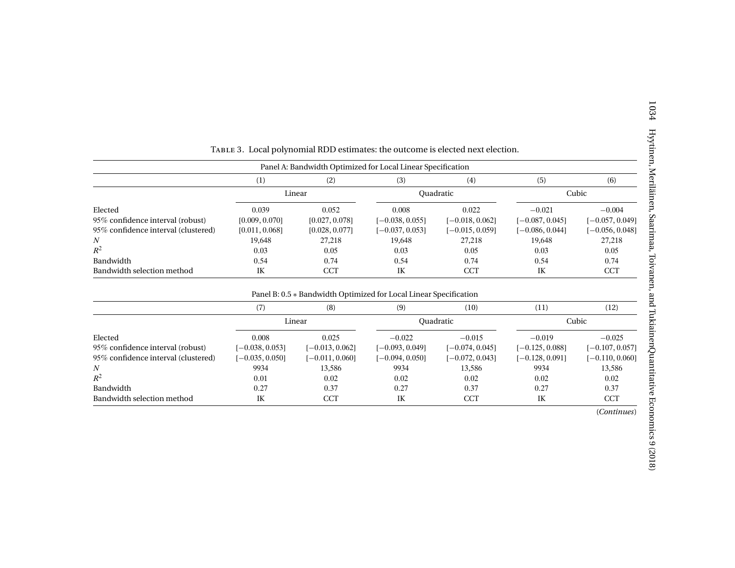Table 3. Local polynomial RDD estimates: the outcome is elected next election.

| Panel A: Bandwidth Optimized for Local Linear Specification | | | | | | |
|---|---|---|---|---|---|---|
| | (1) | (2) | (3) | (4) | (5) | (6) |
| | Linear | | Quadratic | | Cubic | |
| Elected | 0.039 | 0.052 | 0.008 | 0.022 | −0.021 | −0.004 |
| 95% confidence interval (robust) | [0.009, 0.070] | [0.027, 0.078] | [−0.038, 0.055] | [−0.018, 0.062] | [−0.087, 0.045] | [−0.057, 0.049] |
| 95% confidence interval (clustered) | [0.011, 0.068] | [0.028, 0.077] | [−0.037, 0.053] | [−0.015, 0.059] | [−0.086, 0.044] | [−0.056, 0.048] |
| $N$ | 19,648 | 27,218 | 19,648 | 27,218 | 19,648 | 27,218 |
| $R^2$ | 0.03 | 0.05 | 0.03 | 0.05 | 0.03 | 0.05 |
| Bandwidth | 0.54 | 0.74 | 0.54 | 0.74 | 0.54 | 0.74 |
| Bandwidth selection method | IK | CCT | IK | CCT | IK | CCT |

| Panel B: 0.5 * Bandwidth Optimized for Local Linear Specification | | | | | | |
|---|---|---|---|---|---|---|
| | (7) | (8) | (9) | (10) | (11) | (12) |
| | Linear | | Quadratic | | Cubic | |
| Elected | 0.008 | 0.025 | −0.022 | −0.015 | −0.019 | −0.025 |
| 95% confidence interval (robust) | [−0.038, 0.053] | [−0.013, 0.062] | [−0.093, 0.049] | [−0.074, 0.045] | [−0.125, 0.088] | [−0.107, 0.057] |
| 95% confidence interval (clustered) | [−0.035, 0.050] | [−0.011, 0.060] | [−0.094, 0.050] | [−0.072, 0.043] | [−0.128, 0.091] | [−0.110, 0.060] |
| $N$ | 9934 | 13,586 | 9934 | 13,586 | 9934 | 13,586 |
| $R^2$ | 0.01 | 0.02 | 0.02 | 0.02 | 0.02 | 0.02 |
| Bandwidth | 0.27 | 0.37 | 0.27 | 0.37 | 0.27 | 0.37 |
| Bandwidth selection method | IK | CCT | IK | CCT | IK | CCT |

(*Continues*)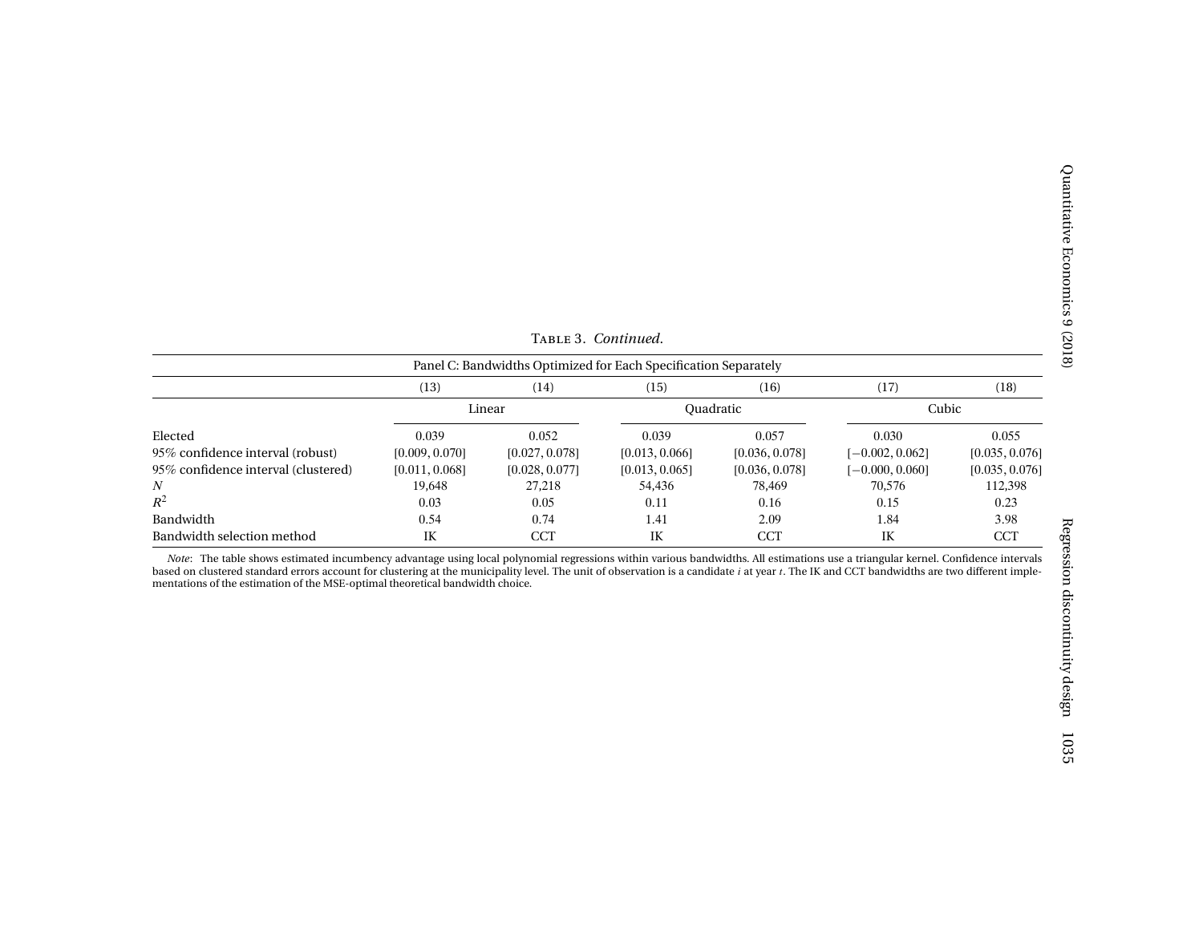Table 3. *Continued.*

| Panel C: Bandwidths Optimized for Each Specification Separately | | | | | | |
|---|---|---|---|---|---|---|
| | (13) | (14) | (15) | (16) | (17) | (18) |
| | Linear | | Quadratic | | Cubic | |
| Elected | 0.039 | 0.052 | 0.039 | 0.057 | 0.030 | 0.055 |
| 95% confidence interval (robust) | [0.009, 0.070] | [0.027, 0.078] | [0.013, 0.066] | [0.036, 0.078] | [−0.002, 0.062] | [0.035, 0.076] |
| 95% confidence interval (clustered) | [0.011, 0.068] | [0.028, 0.077] | [0.013, 0.065] | [0.036, 0.078] | [−0.000, 0.060] | [0.035, 0.076] |
| $N$ | 19,648 | 27,218 | 54,436 | 78,469 | 70,576 | 112,398 |
| $R^2$ | 0.03 | 0.05 | 0.11 | 0.16 | 0.15 | 0.23 |
| Bandwidth | 0.54 | 0.74 | 1.41 | 2.09 | 1.84 | 3.98 |
| Bandwidth selection method | IK | CCT | IK | CCT | IK | CCT |

*Note*: The table shows estimated incumbency advantage using local polynomial regressions within various bandwidths. All estimations use a triangular kernel. Confidence intervals based on clustered standard errors account for clustering at the municipality level. The unit of observation is a candidate $i$ at year $t$. The IK and CCT bandwidths are two different implementations of the estimation of the MSE-optimal theoretical bandwidth choice.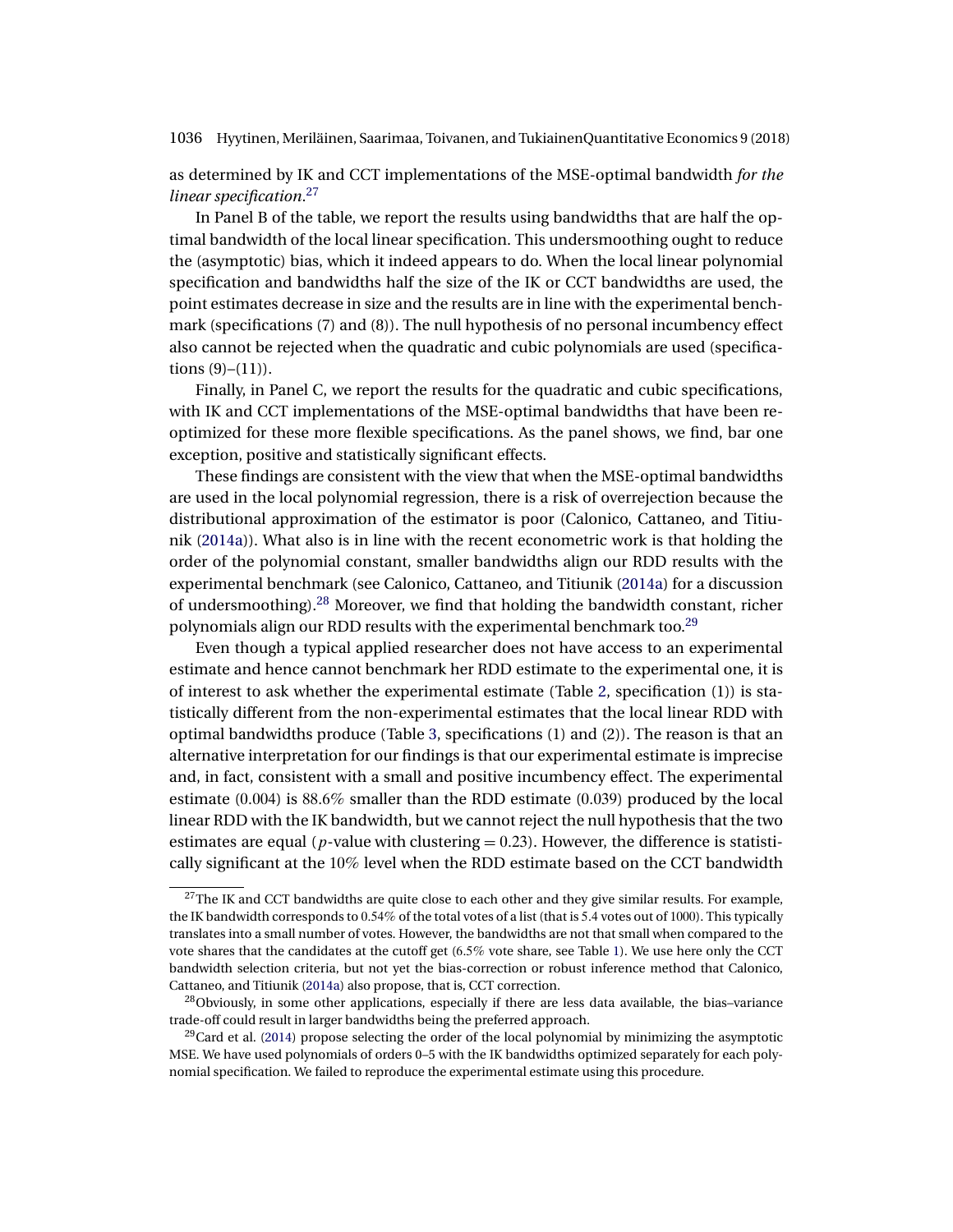as determined by IK and CCT implementations of the MSE-optimal bandwidth *for the linear specification*.[27]

In Panel B of the table, we report the results using bandwidths that are half the optimal bandwidth of the local linear specification. This undersmoothing ought to reduce the (asymptotic) bias, which it indeed appears to do. When the local linear polynomial specification and bandwidths half the size of the IK or CCT bandwidths are used, the point estimates decrease in size and the results are in line with the experimental benchmark (specifications (7) and (8)). The null hypothesis of no personal incumbency effect also cannot be rejected when the quadratic and cubic polynomials are used (specifications (9)–(11)).

Finally, in Panel C, we report the results for the quadratic and cubic specifications, with IK and CCT implementations of the MSE-optimal bandwidths that have been re-optimized for these more flexible specifications. As the panel shows, we find, bar one exception, positive and statistically significant effects.

These findings are consistent with the view that when the MSE-optimal bandwidths are used in the local polynomial regression, there is a risk of overrejection because the distributional approximation of the estimator is poor (Calonico, Cattaneo, and Titiunik (2014a)). What also is in line with the recent econometric work is that holding the order of the polynomial constant, smaller bandwidths align our RDD results with the experimental benchmark (see Calonico, Cattaneo, and Titiunik (2014a) for a discussion of undersmoothing).[28] Moreover, we find that holding the bandwidth constant, richer polynomials align our RDD results with the experimental benchmark too.[29]

Even though a typical applied researcher does not have access to an experimental estimate and hence cannot benchmark her RDD estimate to the experimental one, it is of interest to ask whether the experimental estimate (Table 2, specification (1)) is statistically different from the non-experimental estimates that the local linear RDD with optimal bandwidths produce (Table 3, specifications (1) and (2)). The reason is that an alternative interpretation for our findings is that our experimental estimate is imprecise and, in fact, consistent with a small and positive incumbency effect. The experimental estimate (0.004) is 88.6% smaller than the RDD estimate (0.039) produced by the local linear RDD with the IK bandwidth, but we cannot reject the null hypothesis that the two estimates are equal ($p$-value with clustering = 0.23). However, the difference is statistically significant at the 10% level when the RDD estimate based on the CCT bandwidth

[27] The IK and CCT bandwidths are quite close to each other and they give similar results. For example, the IK bandwidth corresponds to 0.54% of the total votes of a list (that is 5.4 votes out of 1000). This typically translates into a small number of votes. However, the bandwidths are not that small when compared to the vote shares that the candidates at the cutoff get (6.5% vote share, see Table 1). We use here only the CCT bandwidth selection criteria, but not yet the bias-correction or robust inference method that Calonico, Cattaneo, and Titiunik (2014a) also propose, that is, CCT correction.

[28] Obviously, in some other applications, especially if there are less data available, the bias–variance trade-off could result in larger bandwidths being the preferred approach.

[29] Card et al. (2014) propose selecting the order of the local polynomial by minimizing the asymptotic MSE. We have used polynomials of orders 0–5 with the IK bandwidths optimized separately for each polynomial specification. We failed to reproduce the experimental estimate using this procedure.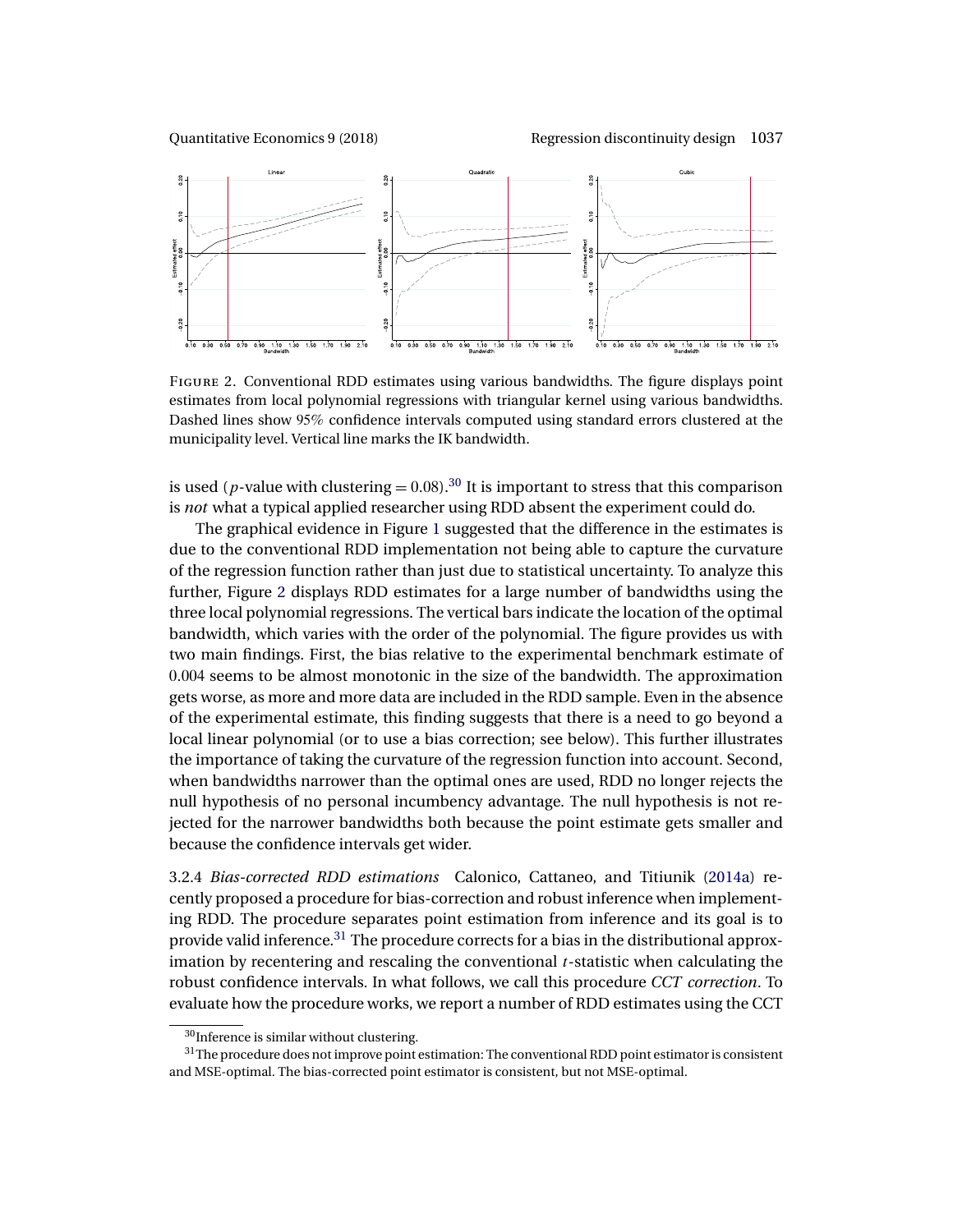FIGURE 2. Conventional RDD estimates using various bandwidths. The figure displays point estimates from local polynomial regressions with triangular kernel using various bandwidths. Dashed lines show 95% confidence intervals computed using standard errors clustered at the municipality level. Vertical line marks the IK bandwidth.

is used ($p$-value with clustering $= 0.08$).[30] It is important to stress that this comparison is *not* what a typical applied researcher using RDD absent the experiment could do.

The graphical evidence in Figure 1 suggested that the difference in the estimates is due to the conventional RDD implementation not being able to capture the curvature of the regression function rather than just due to statistical uncertainty. To analyze this further, Figure 2 displays RDD estimates for a large number of bandwidths using the three local polynomial regressions. The vertical bars indicate the location of the optimal bandwidth, which varies with the order of the polynomial. The figure provides us with two main findings. First, the bias relative to the experimental benchmark estimate of 0.004 seems to be almost monotonic in the size of the bandwidth. The approximation gets worse, as more and more data are included in the RDD sample. Even in the absence of the experimental estimate, this finding suggests that there is a need to go beyond a local linear polynomial (or to use a bias correction; see below). This further illustrates the importance of taking the curvature of the regression function into account. Second, when bandwidths narrower than the optimal ones are used, RDD no longer rejects the null hypothesis of no personal incumbency advantage. The null hypothesis is not rejected for the narrower bandwidths both because the point estimate gets smaller and because the confidence intervals get wider.

3.2.4 *Bias-corrected RDD estimations* Calonico, Cattaneo, and Titiunik (2014a) recently proposed a procedure for bias-correction and robust inference when implementing RDD. The procedure separates point estimation from inference and its goal is to provide valid inference.[31] The procedure corrects for a bias in the distributional approximation by recentering and rescaling the conventional $t$-statistic when calculating the robust confidence intervals. In what follows, we call this procedure *CCT correction*. To evaluate how the procedure works, we report a number of RDD estimates using the CCT

[30] Inference is similar without clustering.

[31] The procedure does not improve point estimation: The conventional RDD point estimator is consistent and MSE-optimal. The bias-corrected point estimator is consistent, but not MSE-optimal.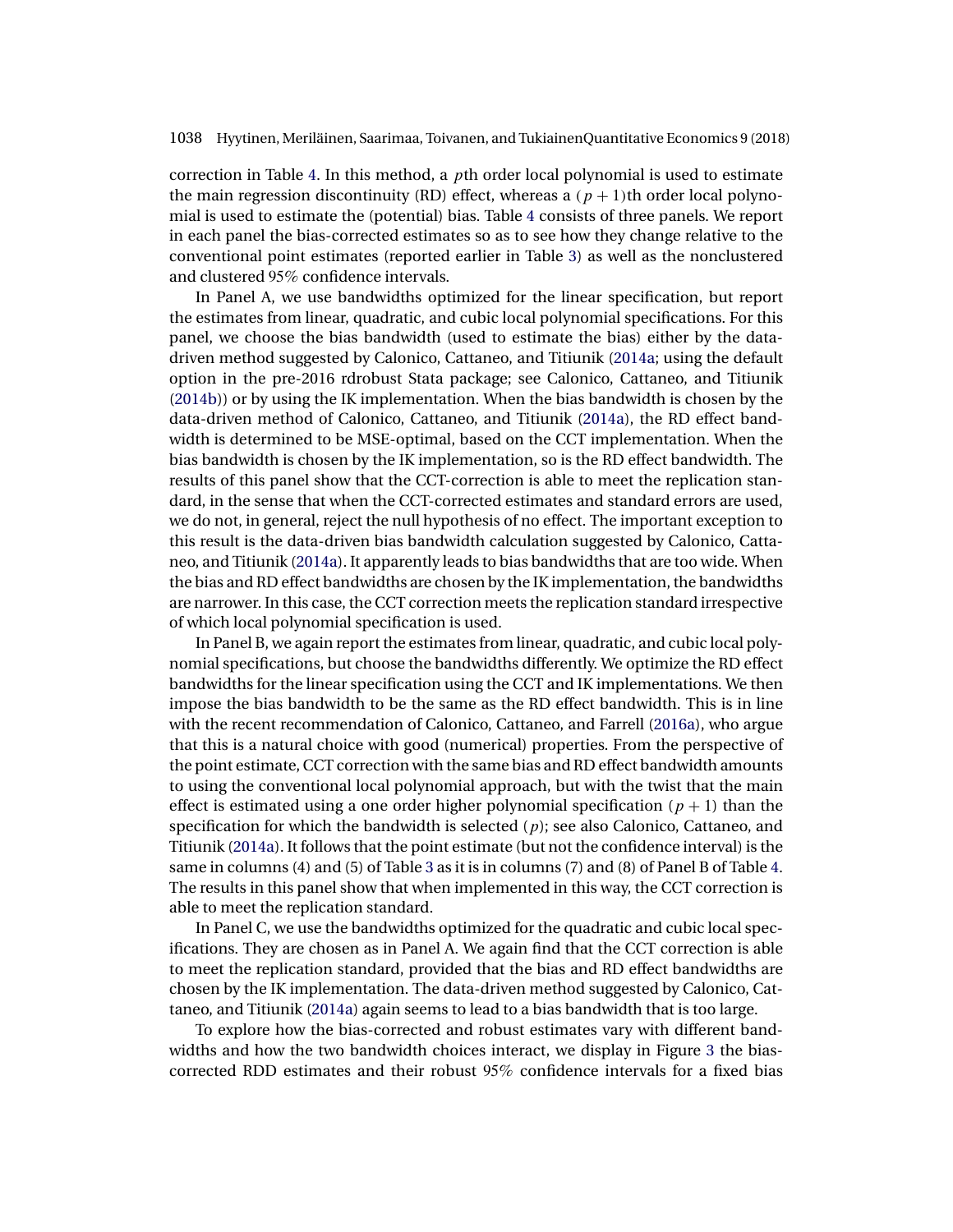correction in Table 4. In this method, a $p$th order local polynomial is used to estimate the main regression discontinuity (RD) effect, whereas a $(p+1)$th order local polynomial is used to estimate the (potential) bias. Table 4 consists of three panels. We report in each panel the bias-corrected estimates so as to see how they change relative to the conventional point estimates (reported earlier in Table 3) as well as the nonclustered and clustered 95% confidence intervals.

In Panel A, we use bandwidths optimized for the linear specification, but report the estimates from linear, quadratic, and cubic local polynomial specifications. For this panel, we choose the bias bandwidth (used to estimate the bias) either by the data-driven method suggested by Calonico, Cattaneo, and Titiunik (2014a; using the default option in the pre-2016 rdrobust Stata package; see Calonico, Cattaneo, and Titiunik (2014b)) or by using the IK implementation. When the bias bandwidth is chosen by the data-driven method of Calonico, Cattaneo, and Titiunik (2014a), the RD effect bandwidth is determined to be MSE-optimal, based on the CCT implementation. When the bias bandwidth is chosen by the IK implementation, so is the RD effect bandwidth. The results of this panel show that the CCT-correction is able to meet the replication standard, in the sense that when the CCT-corrected estimates and standard errors are used, we do not, in general, reject the null hypothesis of no effect. The important exception to this result is the data-driven bias bandwidth calculation suggested by Calonico, Cattaneo, and Titiunik (2014a). It apparently leads to bias bandwidths that are too wide. When the bias and RD effect bandwidths are chosen by the IK implementation, the bandwidths are narrower. In this case, the CCT correction meets the replication standard irrespective of which local polynomial specification is used.

In Panel B, we again report the estimates from linear, quadratic, and cubic local polynomial specifications, but choose the bandwidths differently. We optimize the RD effect bandwidths for the linear specification using the CCT and IK implementations. We then impose the bias bandwidth to be the same as the RD effect bandwidth. This is in line with the recent recommendation of Calonico, Cattaneo, and Farrell (2016a), who argue that this is a natural choice with good (numerical) properties. From the perspective of the point estimate, CCT correction with the same bias and RD effect bandwidth amounts to using the conventional local polynomial approach, but with the twist that the main effect is estimated using a one order higher polynomial specification $(p+1)$ than the specification for which the bandwidth is selected $(p)$; see also Calonico, Cattaneo, and Titiunik (2014a). It follows that the point estimate (but not the confidence interval) is the same in columns (4) and (5) of Table 3 as it is in columns (7) and (8) of Panel B of Table 4. The results in this panel show that when implemented in this way, the CCT correction is able to meet the replication standard.

In Panel C, we use the bandwidths optimized for the quadratic and cubic local specifications. They are chosen as in Panel A. We again find that the CCT correction is able to meet the replication standard, provided that the bias and RD effect bandwidths are chosen by the IK implementation. The data-driven method suggested by Calonico, Cattaneo, and Titiunik (2014a) again seems to lead to a bias bandwidth that is too large.

To explore how the bias-corrected and robust estimates vary with different bandwidths and how the two bandwidth choices interact, we display in Figure 3 the bias-corrected RDD estimates and their robust 95% confidence intervals for a fixed bias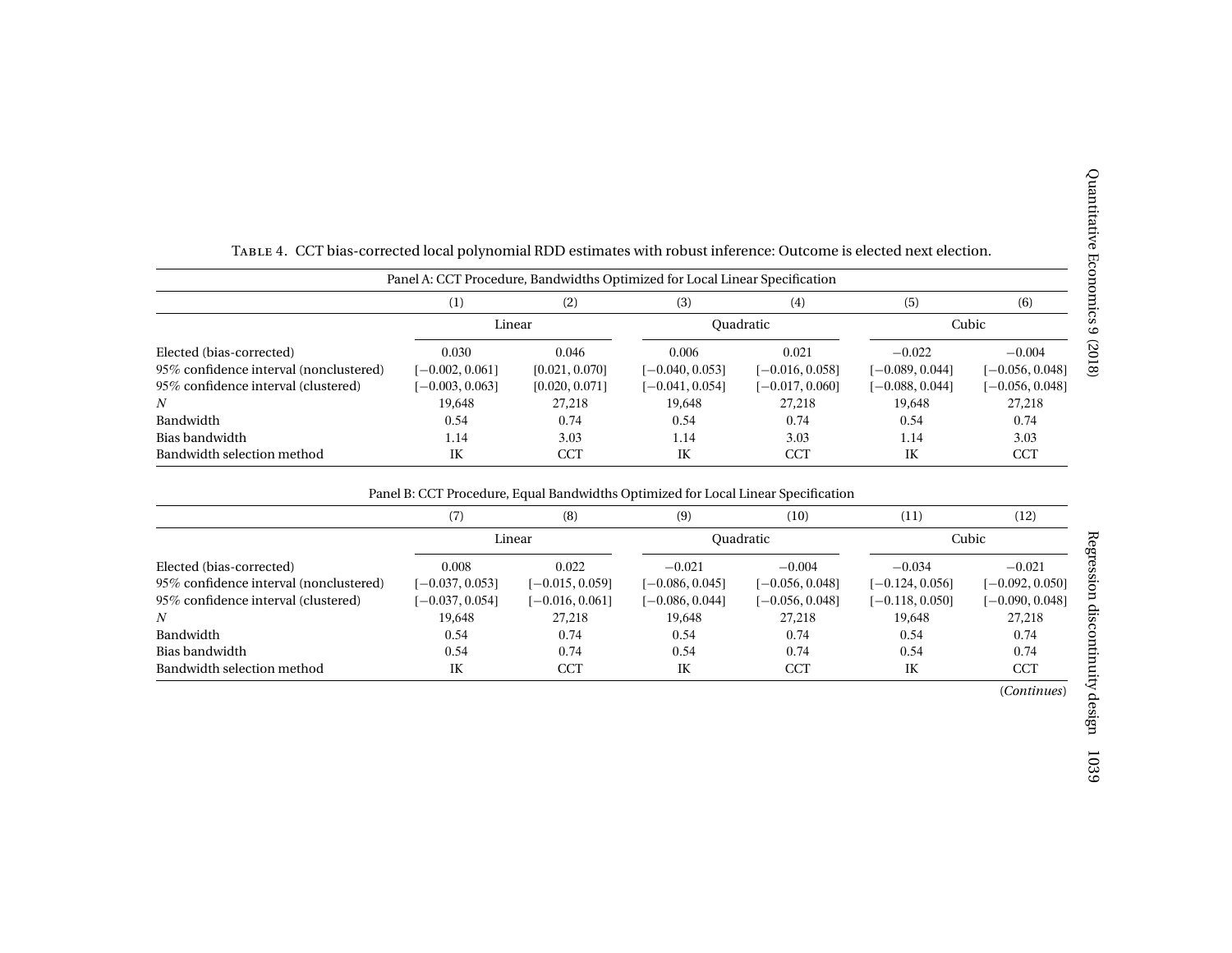Table 4. CCT bias-corrected local polynomial RDD estimates with robust inference: Outcome is elected next election.

Panel A: CCT Procedure, Bandwidths Optimized for Local Linear Specification

| | (1) | (2) | (3) | (4) | (5) | (6) |
|---|---|---|---|---|---|---|
| | Linear | | Quadratic | | Cubic | |
| Elected (bias-corrected) | 0.030 | 0.046 | 0.006 | 0.021 | −0.022 | −0.004 |
| 95% confidence interval (nonclustered) | [−0.002, 0.061] | [0.021, 0.070] | [−0.040, 0.053] | [−0.016, 0.058] | [−0.089, 0.044] | [−0.056, 0.048] |
| 95% confidence interval (clustered) | [−0.003, 0.063] | [0.020, 0.071] | [−0.041, 0.054] | [−0.017, 0.060] | [−0.088, 0.044] | [−0.056, 0.048] |
| $N$ | 19,648 | 27,218 | 19,648 | 27,218 | 19,648 | 27,218 |
| Bandwidth | 0.54 | 0.74 | 0.54 | 0.74 | 0.54 | 0.74 |
| Bias bandwidth | 1.14 | 3.03 | 1.14 | 3.03 | 1.14 | 3.03 |
| Bandwidth selection method | IK | CCT | IK | CCT | IK | CCT |

Panel B: CCT Procedure, Equal Bandwidths Optimized for Local Linear Specification

| | (7) | (8) | (9) | (10) | (11) | (12) |
|---|---|---|---|---|---|---|
| | Linear | | Quadratic | | Cubic | |
| Elected (bias-corrected) | 0.008 | 0.022 | −0.021 | −0.004 | −0.034 | −0.021 |
| 95% confidence interval (nonclustered) | [−0.037, 0.053] | [−0.015, 0.059] | [−0.086, 0.045] | [−0.056, 0.048] | [−0.124, 0.056] | [−0.092, 0.050] |
| 95% confidence interval (clustered) | [−0.037, 0.054] | [−0.016, 0.061] | [−0.086, 0.044] | [−0.056, 0.048] | [−0.118, 0.050] | [−0.090, 0.048] |
| $N$ | 19,648 | 27,218 | 19,648 | 27,218 | 19,648 | 27,218 |
| Bandwidth | 0.54 | 0.74 | 0.54 | 0.74 | 0.54 | 0.74 |
| Bias bandwidth | 0.54 | 0.74 | 0.54 | 0.74 | 0.54 | 0.74 |
| Bandwidth selection method | IK | CCT | IK | CCT | IK | CCT |

(*Continues*)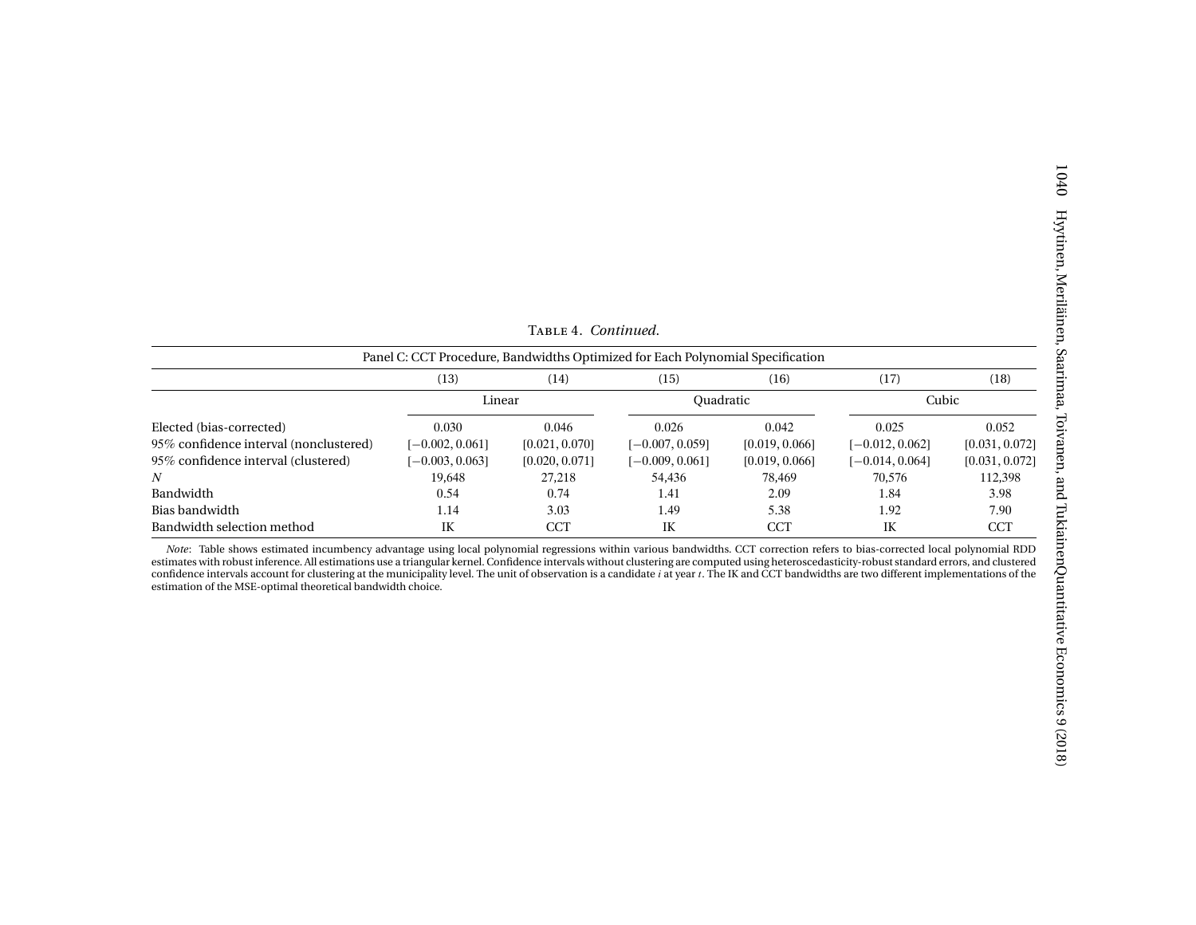Table 4. *Continued.*

| Panel C: CCT Procedure, Bandwidths Optimized for Each Polynomial Specification | | | | | | |
|---|---|---|---|---|---|---|
| | (13) | (14) | (15) | (16) | (17) | (18) |
| | Linear | | Quadratic | | Cubic | |
| Elected (bias-corrected) | 0.030 | 0.046 | 0.026 | 0.042 | 0.025 | 0.052 |
| 95% confidence interval (nonclustered) | [−0.002, 0.061] | [0.021, 0.070] | [−0.007, 0.059] | [0.019, 0.066] | [−0.012, 0.062] | [0.031, 0.072] |
| 95% confidence interval (clustered) | [−0.003, 0.063] | [0.020, 0.071] | [−0.009, 0.061] | [0.019, 0.066] | [−0.014, 0.064] | [0.031, 0.072] |
| $N$ | 19,648 | 27,218 | 54,436 | 78,469 | 70,576 | 112,398 |
| Bandwidth | 0.54 | 0.74 | 1.41 | 2.09 | 1.84 | 3.98 |
| Bias bandwidth | 1.14 | 3.03 | 1.49 | 5.38 | 1.92 | 7.90 |
| Bandwidth selection method | IK | CCT | IK | CCT | IK | CCT |

*Note*: Table shows estimated incumbency advantage using local polynomial regressions within various bandwidths. CCT correction refers to bias-corrected local polynomial RDD estimates with robust inference. All estimations use a triangular kernel. Confidence intervals without clustering are computed using heteroscedasticity-robust standard errors, and clustered confidence intervals account for clustering at the municipality level. The unit of observation is a candidate $i$ at year $t$. The IK and CCT bandwidths are two different implementations of the estimation of the MSE-optimal theoretical bandwidth choice.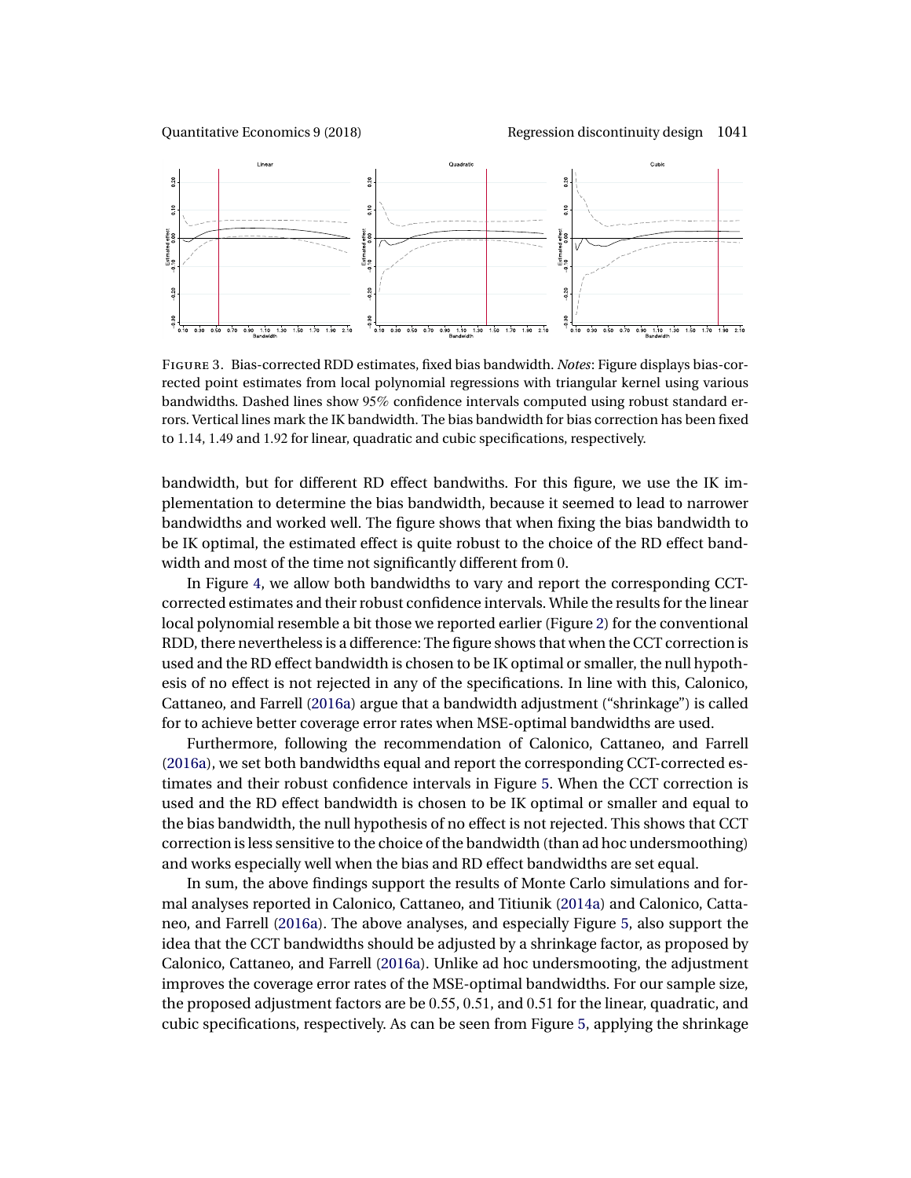FIGURE 3. Bias-corrected RDD estimates, fixed bias bandwidth. *Notes*: Figure displays bias-corrected point estimates from local polynomial regressions with triangular kernel using various bandwidths. Dashed lines show 95% confidence intervals computed using robust standard errors. Vertical lines mark the IK bandwidth. The bias bandwidth for bias correction has been fixed to 1.14, 1.49 and 1.92 for linear, quadratic and cubic specifications, respectively.

bandwidth, but for different RD effect bandwiths. For this figure, we use the IK implementation to determine the bias bandwidth, because it seemed to lead to narrower bandwidths and worked well. The figure shows that when fixing the bias bandwidth to be IK optimal, the estimated effect is quite robust to the choice of the RD effect bandwidth and most of the time not significantly different from 0.

In Figure 4, we allow both bandwidths to vary and report the corresponding CCT-corrected estimates and their robust confidence intervals. While the results for the linear local polynomial resemble a bit those we reported earlier (Figure 2) for the conventional RDD, there nevertheless is a difference: The figure shows that when the CCT correction is used and the RD effect bandwidth is chosen to be IK optimal or smaller, the null hypothesis of no effect is not rejected in any of the specifications. In line with this, Calonico, Cattaneo, and Farrell (2016a) argue that a bandwidth adjustment ("shrinkage") is called for to achieve better coverage error rates when MSE-optimal bandwidths are used.

Furthermore, following the recommendation of Calonico, Cattaneo, and Farrell (2016a), we set both bandwidths equal and report the corresponding CCT-corrected estimates and their robust confidence intervals in Figure 5. When the CCT correction is used and the RD effect bandwidth is chosen to be IK optimal or smaller and equal to the bias bandwidth, the null hypothesis of no effect is not rejected. This shows that CCT correction is less sensitive to the choice of the bandwidth (than ad hoc undersmoothing) and works especially well when the bias and RD effect bandwidths are set equal.

In sum, the above findings support the results of Monte Carlo simulations and formal analyses reported in Calonico, Cattaneo, and Titiunik (2014a) and Calonico, Cattaneo, and Farrell (2016a). The above analyses, and especially Figure 5, also support the idea that the CCT bandwidths should be adjusted by a shrinkage factor, as proposed by Calonico, Cattaneo, and Farrell (2016a). Unlike ad hoc undersmooting, the adjustment improves the coverage error rates of the MSE-optimal bandwidths. For our sample size, the proposed adjustment factors are be 0.55, 0.51, and 0.51 for the linear, quadratic, and cubic specifications, respectively. As can be seen from Figure 5, applying the shrinkage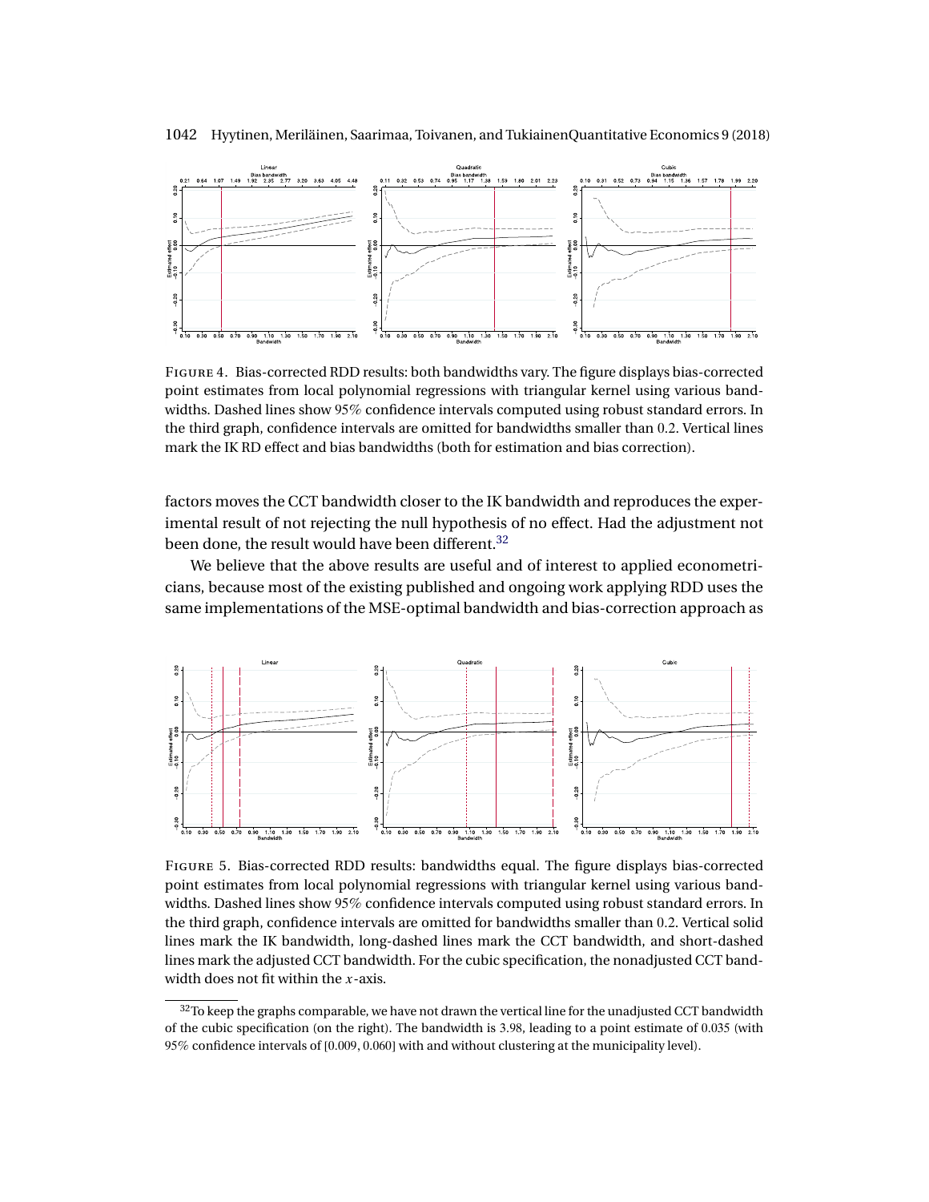FIGURE 4. Bias-corrected RDD results: both bandwidths vary. The figure displays bias-corrected point estimates from local polynomial regressions with triangular kernel using various bandwidths. Dashed lines show 95% confidence intervals computed using robust standard errors. In the third graph, confidence intervals are omitted for bandwidths smaller than 0.2. Vertical lines mark the IK RD effect and bias bandwidths (both for estimation and bias correction).

factors moves the CCT bandwidth closer to the IK bandwidth and reproduces the experimental result of not rejecting the null hypothesis of no effect. Had the adjustment not been done, the result would have been different.[32]

We believe that the above results are useful and of interest to applied econometricians, because most of the existing published and ongoing work applying RDD uses the same implementations of the MSE-optimal bandwidth and bias-correction approach as

FIGURE 5. Bias-corrected RDD results: bandwidths equal. The figure displays bias-corrected point estimates from local polynomial regressions with triangular kernel using various bandwidths. Dashed lines show 95% confidence intervals computed using robust standard errors. In the third graph, confidence intervals are omitted for bandwidths smaller than 0.2. Vertical solid lines mark the IK bandwidth, long-dashed lines mark the CCT bandwidth, and short-dashed lines mark the adjusted CCT bandwidth. For the cubic specification, the nonadjusted CCT bandwidth does not fit within the $x$-axis.

[32] To keep the graphs comparable, we have not drawn the vertical line for the unadjusted CCT bandwidth of the cubic specification (on the right). The bandwidth is 3.98, leading to a point estimate of 0.035 (with 95% confidence intervals of [0.009, 0.060] with and without clustering at the municipality level).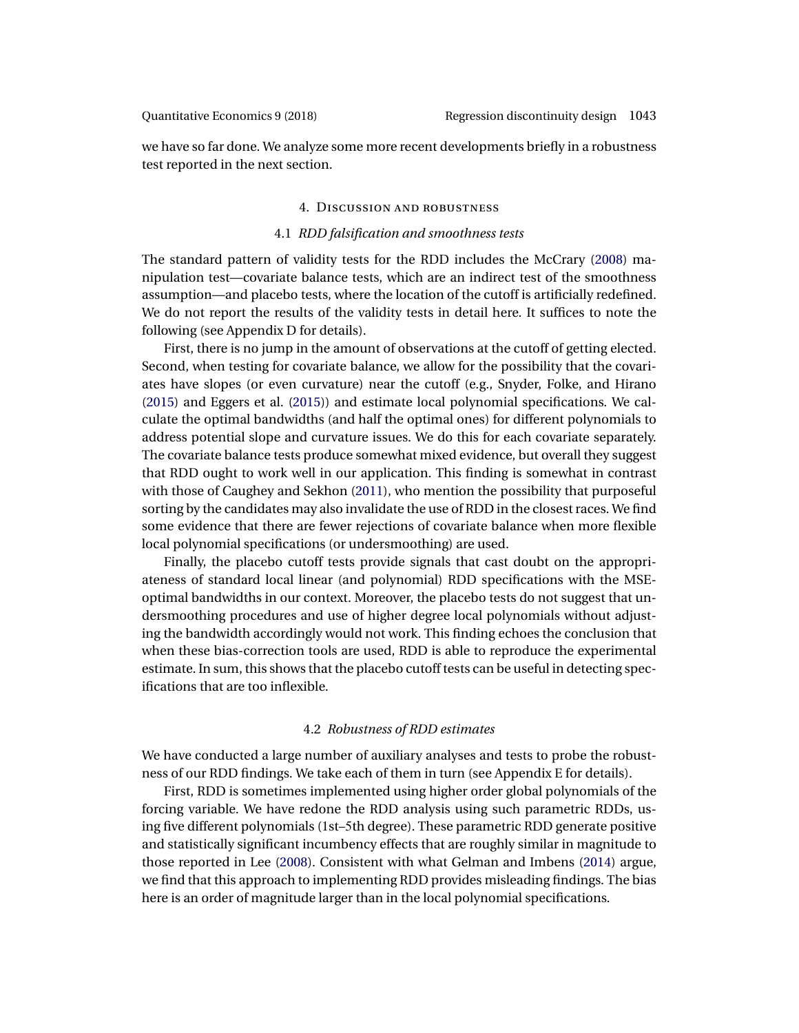we have so far done. We analyze some more recent developments briefly in a robustness test reported in the next section.

## 4. Discussion and robustness

### 4.1 *RDD falsification and smoothness tests*

The standard pattern of validity tests for the RDD includes the McCrary (2008) manipulation test—covariate balance tests, which are an indirect test of the smoothness assumption—and placebo tests, where the location of the cutoff is artificially redefined. We do not report the results of the validity tests in detail here. It suffices to note the following (see Appendix D for details).

First, there is no jump in the amount of observations at the cutoff of getting elected. Second, when testing for covariate balance, we allow for the possibility that the covariates have slopes (or even curvature) near the cutoff (e.g., Snyder, Folke, and Hirano (2015) and Eggers et al. (2015)) and estimate local polynomial specifications. We calculate the optimal bandwidths (and half the optimal ones) for different polynomials to address potential slope and curvature issues. We do this for each covariate separately. The covariate balance tests produce somewhat mixed evidence, but overall they suggest that RDD ought to work well in our application. This finding is somewhat in contrast with those of Caughey and Sekhon (2011), who mention the possibility that purposeful sorting by the candidates may also invalidate the use of RDD in the closest races. We find some evidence that there are fewer rejections of covariate balance when more flexible local polynomial specifications (or undersmoothing) are used.

Finally, the placebo cutoff tests provide signals that cast doubt on the appropriateness of standard local linear (and polynomial) RDD specifications with the MSE-optimal bandwidths in our context. Moreover, the placebo tests do not suggest that undersmoothing procedures and use of higher degree local polynomials without adjusting the bandwidth accordingly would not work. This finding echoes the conclusion that when these bias-correction tools are used, RDD is able to reproduce the experimental estimate. In sum, this shows that the placebo cutoff tests can be useful in detecting specifications that are too inflexible.

### 4.2 *Robustness of RDD estimates*

We have conducted a large number of auxiliary analyses and tests to probe the robustness of our RDD findings. We take each of them in turn (see Appendix E for details).

First, RDD is sometimes implemented using higher order global polynomials of the forcing variable. We have redone the RDD analysis using such parametric RDDs, using five different polynomials (1st–5th degree). These parametric RDD generate positive and statistically significant incumbency effects that are roughly similar in magnitude to those reported in Lee (2008). Consistent with what Gelman and Imbens (2014) argue, we find that this approach to implementing RDD provides misleading findings. The bias here is an order of magnitude larger than in the local polynomial specifications.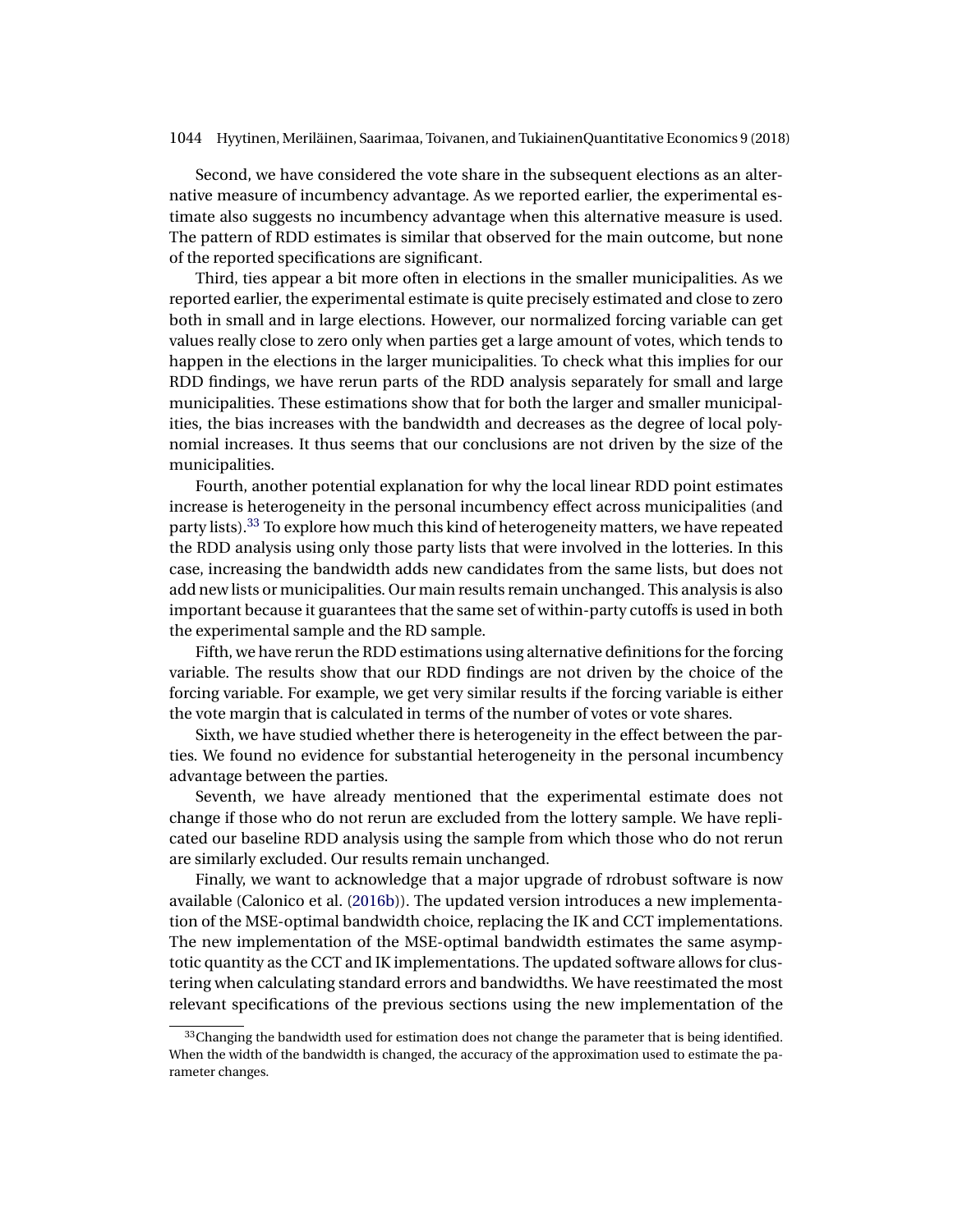Second, we have considered the vote share in the subsequent elections as an alternative measure of incumbency advantage. As we reported earlier, the experimental estimate also suggests no incumbency advantage when this alternative measure is used. The pattern of RDD estimates is similar that observed for the main outcome, but none of the reported specifications are significant.

Third, ties appear a bit more often in elections in the smaller municipalities. As we reported earlier, the experimental estimate is quite precisely estimated and close to zero both in small and in large elections. However, our normalized forcing variable can get values really close to zero only when parties get a large amount of votes, which tends to happen in the elections in the larger municipalities. To check what this implies for our RDD findings, we have rerun parts of the RDD analysis separately for small and large municipalities. These estimations show that for both the larger and smaller municipalities, the bias increases with the bandwidth and decreases as the degree of local polynomial increases. It thus seems that our conclusions are not driven by the size of the municipalities.

Fourth, another potential explanation for why the local linear RDD point estimates increase is heterogeneity in the personal incumbency effect across municipalities (and party lists).[33] To explore how much this kind of heterogeneity matters, we have repeated the RDD analysis using only those party lists that were involved in the lotteries. In this case, increasing the bandwidth adds new candidates from the same lists, but does not add new lists or municipalities. Our main results remain unchanged. This analysis is also important because it guarantees that the same set of within-party cutoffs is used in both the experimental sample and the RD sample.

Fifth, we have rerun the RDD estimations using alternative definitions for the forcing variable. The results show that our RDD findings are not driven by the choice of the forcing variable. For example, we get very similar results if the forcing variable is either the vote margin that is calculated in terms of the number of votes or vote shares.

Sixth, we have studied whether there is heterogeneity in the effect between the parties. We found no evidence for substantial heterogeneity in the personal incumbency advantage between the parties.

Seventh, we have already mentioned that the experimental estimate does not change if those who do not rerun are excluded from the lottery sample. We have replicated our baseline RDD analysis using the sample from which those who do not rerun are similarly excluded. Our results remain unchanged.

Finally, we want to acknowledge that a major upgrade of rdrobust software is now available (Calonico et al. (2016b)). The updated version introduces a new implementation of the MSE-optimal bandwidth choice, replacing the IK and CCT implementations. The new implementation of the MSE-optimal bandwidth estimates the same asymptotic quantity as the CCT and IK implementations. The updated software allows for clustering when calculating standard errors and bandwidths. We have reestimated the most relevant specifications of the previous sections using the new implementation of the

[33] Changing the bandwidth used for estimation does not change the parameter that is being identified. When the width of the bandwidth is changed, the accuracy of the approximation used to estimate the parameter changes.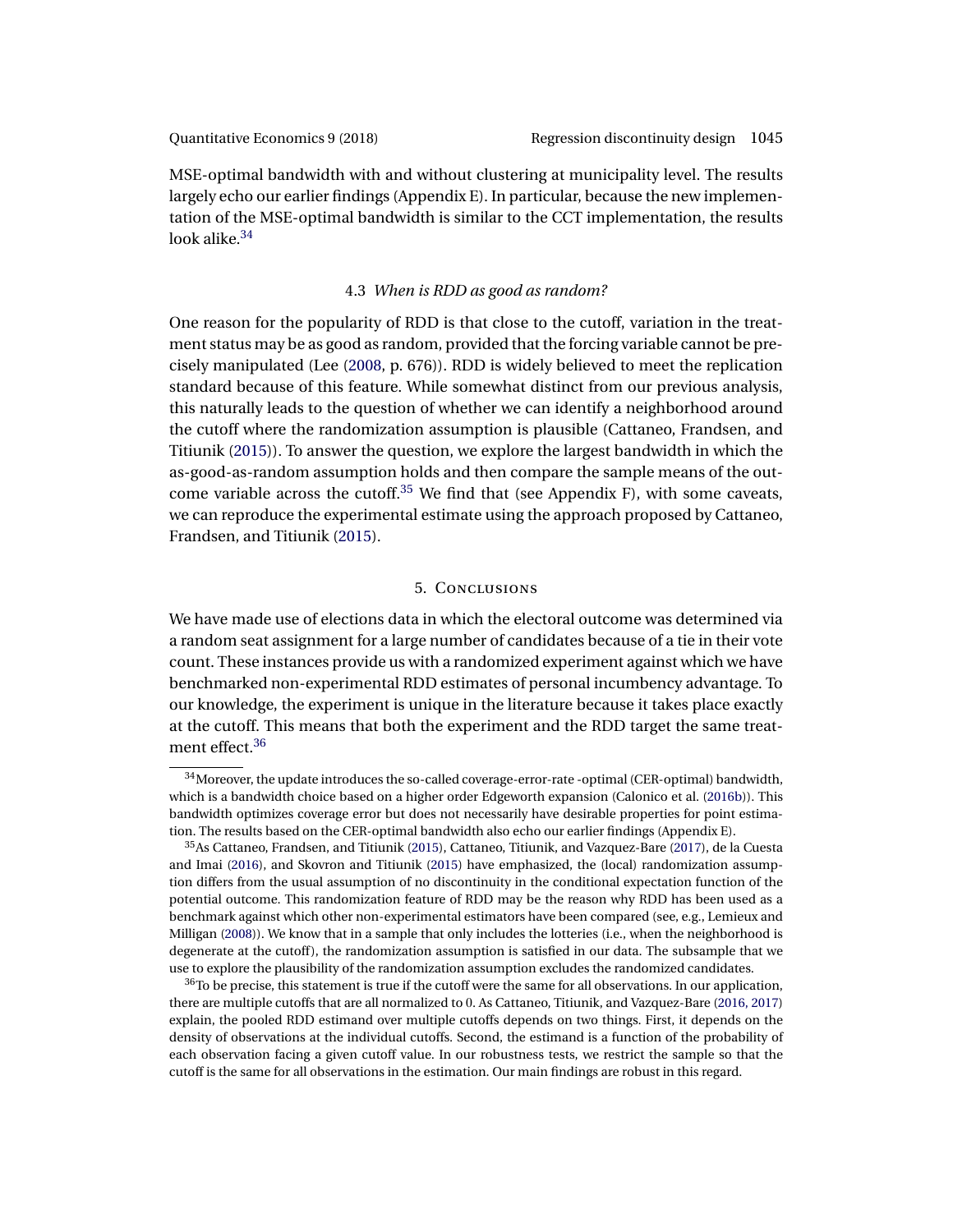MSE-optimal bandwidth with and without clustering at municipality level. The results largely echo our earlier findings (Appendix E). In particular, because the new implementation of the MSE-optimal bandwidth is similar to the CCT implementation, the results look alike.[34]

### 4.3 *When is RDD as good as random?*

One reason for the popularity of RDD is that close to the cutoff, variation in the treatment status may be as good as random, provided that the forcing variable cannot be precisely manipulated (Lee (2008, p. 676)). RDD is widely believed to meet the replication standard because of this feature. While somewhat distinct from our previous analysis, this naturally leads to the question of whether we can identify a neighborhood around the cutoff where the randomization assumption is plausible (Cattaneo, Frandsen, and Titiunik (2015)). To answer the question, we explore the largest bandwidth in which the as-good-as-random assumption holds and then compare the sample means of the outcome variable across the cutoff.[35] We find that (see Appendix F), with some caveats, we can reproduce the experimental estimate using the approach proposed by Cattaneo, Frandsen, and Titiunik (2015).

## 5. Conclusions

We have made use of elections data in which the electoral outcome was determined via a random seat assignment for a large number of candidates because of a tie in their vote count. These instances provide us with a randomized experiment against which we have benchmarked non-experimental RDD estimates of personal incumbency advantage. To our knowledge, the experiment is unique in the literature because it takes place exactly at the cutoff. This means that both the experiment and the RDD target the same treatment effect.[36]

[34] Moreover, the update introduces the so-called coverage-error-rate -optimal (CER-optimal) bandwidth, which is a bandwidth choice based on a higher order Edgeworth expansion (Calonico et al. (2016b)). This bandwidth optimizes coverage error but does not necessarily have desirable properties for point estimation. The results based on the CER-optimal bandwidth also echo our earlier findings (Appendix E).

[35] As Cattaneo, Frandsen, and Titiunik (2015), Cattaneo, Titiunik, and Vazquez-Bare (2017), de la Cuesta and Imai (2016), and Skovron and Titiunik (2015) have emphasized, the (local) randomization assumption differs from the usual assumption of no discontinuity in the conditional expectation function of the potential outcome. This randomization feature of RDD may be the reason why RDD has been used as a benchmark against which other non-experimental estimators have been compared (see, e.g., Lemieux and Milligan (2008)). We know that in a sample that only includes the lotteries (i.e., when the neighborhood is degenerate at the cutoff), the randomization assumption is satisfied in our data. The subsample that we use to explore the plausibility of the randomization assumption excludes the randomized candidates.

[36] To be precise, this statement is true if the cutoff were the same for all observations. In our application, there are multiple cutoffs that are all normalized to 0. As Cattaneo, Titiunik, and Vazquez-Bare (2016, 2017) explain, the pooled RDD estimand over multiple cutoffs depends on two things. First, it depends on the density of observations at the individual cutoffs. Second, the estimand is a function of the probability of each observation facing a given cutoff value. In our robustness tests, we restrict the sample so that the cutoff is the same for all observations in the estimation. Our main findings are robust in this regard.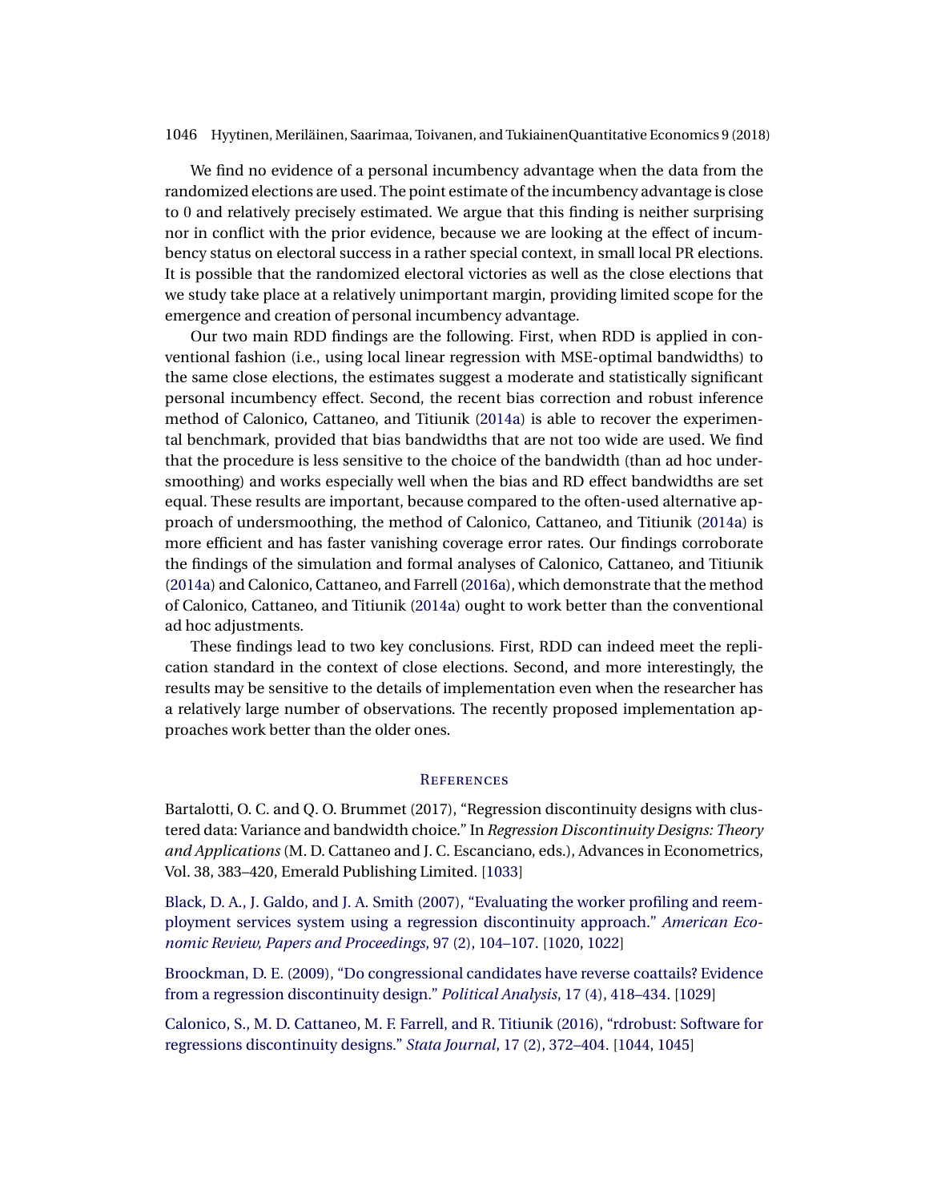We find no evidence of a personal incumbency advantage when the data from the randomized elections are used. The point estimate of the incumbency advantage is close to 0 and relatively precisely estimated. We argue that this finding is neither surprising nor in conflict with the prior evidence, because we are looking at the effect of incumbency status on electoral success in a rather special context, in small local PR elections. It is possible that the randomized electoral victories as well as the close elections that we study take place at a relatively unimportant margin, providing limited scope for the emergence and creation of personal incumbency advantage.

Our two main RDD findings are the following. First, when RDD is applied in conventional fashion (i.e., using local linear regression with MSE-optimal bandwidths) to the same close elections, the estimates suggest a moderate and statistically significant personal incumbency effect. Second, the recent bias correction and robust inference method of Calonico, Cattaneo, and Titiunik (2014a) is able to recover the experimental benchmark, provided that bias bandwidths that are not too wide are used. We find that the procedure is less sensitive to the choice of the bandwidth (than ad hoc undersmoothing) and works especially well when the bias and RD effect bandwidths are set equal. These results are important, because compared to the often-used alternative approach of undersmoothing, the method of Calonico, Cattaneo, and Titiunik (2014a) is more efficient and has faster vanishing coverage error rates. Our findings corroborate the findings of the simulation and formal analyses of Calonico, Cattaneo, and Titiunik (2014a) and Calonico, Cattaneo, and Farrell (2016a), which demonstrate that the method of Calonico, Cattaneo, and Titiunik (2014a) ought to work better than the conventional ad hoc adjustments.

These findings lead to two key conclusions. First, RDD can indeed meet the replication standard in the context of close elections. Second, and more interestingly, the results may be sensitive to the details of implementation even when the researcher has a relatively large number of observations. The recently proposed implementation approaches work better than the older ones.

## References

Bartalotti, O. C. and Q. O. Brummet (2017), "Regression discontinuity designs with clustered data: Variance and bandwidth choice." In *Regression Discontinuity Designs: Theory and Applications* (M. D. Cattaneo and J. C. Escanciano, eds.), Advances in Econometrics, Vol. 38, 383–420, Emerald Publishing Limited. [1033]

Black, D. A., J. Galdo, and J. A. Smith (2007), "Evaluating the worker profiling and reemployment services system using a regression discontinuity approach." *American Economic Review, Papers and Proceedings*, 97 (2), 104–107. [1020, 1022]

Broockman, D. E. (2009), "Do congressional candidates have reverse coattails? Evidence from a regression discontinuity design." *Political Analysis*, 17 (4), 418–434. [1029]

Calonico, S., M. D. Cattaneo, M. F. Farrell, and R. Titiunik (2016), "rdrobust: Software for regressions discontinuity designs." *Stata Journal*, 17 (2), 372–404. [1044, 1045]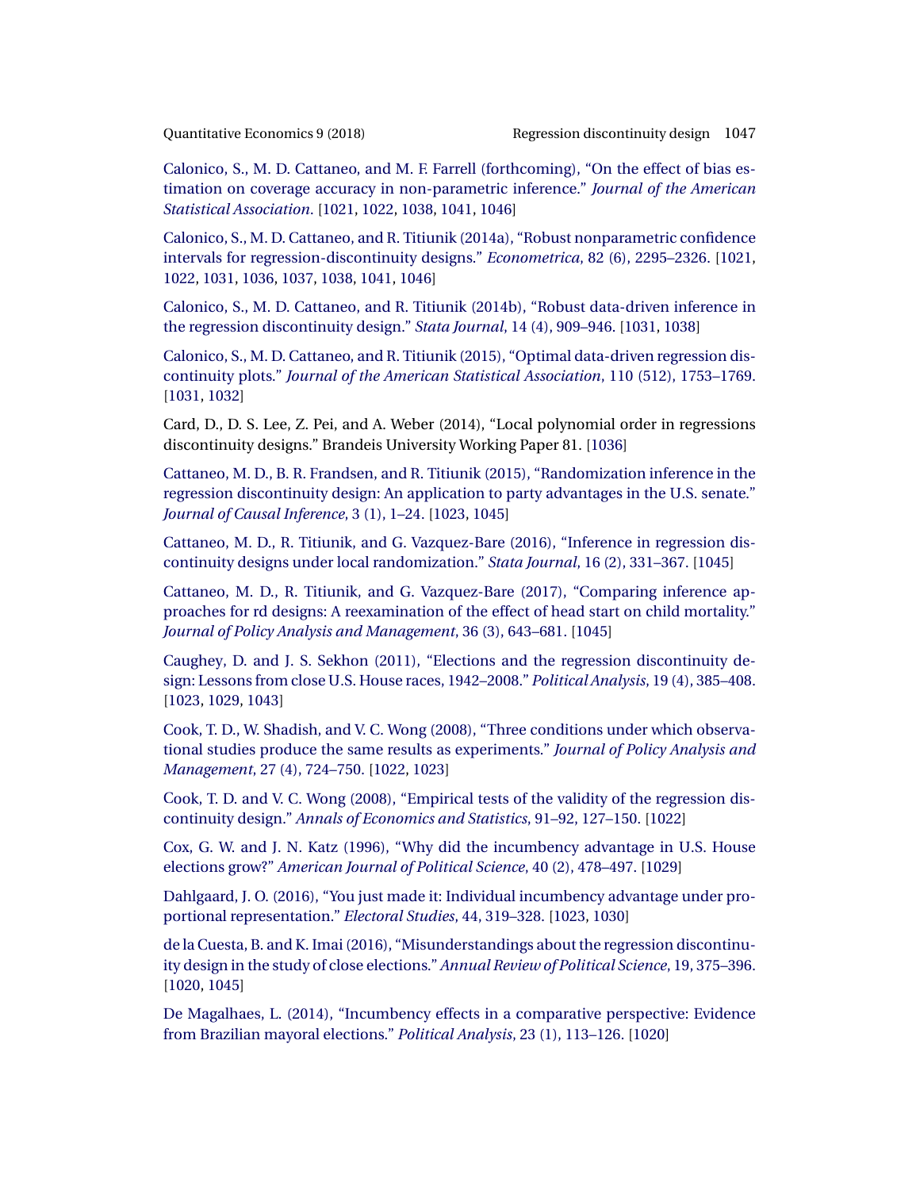Calonico, S., M. D. Cattaneo, and M. F. Farrell (forthcoming), "On the effect of bias estimation on coverage accuracy in non-parametric inference." *Journal of the American Statistical Association*. [1021, 1022, 1038, 1041, 1046]

Calonico, S., M. D. Cattaneo, and R. Titiunik (2014a), "Robust nonparametric confidence intervals for regression-discontinuity designs." *Econometrica*, 82 (6), 2295–2326. [1021, 1022, 1031, 1036, 1037, 1038, 1041, 1046]

Calonico, S., M. D. Cattaneo, and R. Titiunik (2014b), "Robust data-driven inference in the regression discontinuity design." *Stata Journal*, 14 (4), 909–946. [1031, 1038]

Calonico, S., M. D. Cattaneo, and R. Titiunik (2015), "Optimal data-driven regression discontinuity plots." *Journal of the American Statistical Association*, 110 (512), 1753–1769. [1031, 1032]

Card, D., D. S. Lee, Z. Pei, and A. Weber (2014), "Local polynomial order in regressions discontinuity designs." Brandeis University Working Paper 81. [1036]

Cattaneo, M. D., B. R. Frandsen, and R. Titiunik (2015), "Randomization inference in the regression discontinuity design: An application to party advantages in the U.S. senate." *Journal of Causal Inference*, 3 (1), 1–24. [1023, 1045]

Cattaneo, M. D., R. Titiunik, and G. Vazquez-Bare (2016), "Inference in regression discontinuity designs under local randomization." *Stata Journal*, 16 (2), 331–367. [1045]

Cattaneo, M. D., R. Titiunik, and G. Vazquez-Bare (2017), "Comparing inference approaches for rd designs: A reexamination of the effect of head start on child mortality." *Journal of Policy Analysis and Management*, 36 (3), 643–681. [1045]

Caughey, D. and J. S. Sekhon (2011), "Elections and the regression discontinuity design: Lessons from close U.S. House races, 1942–2008." *Political Analysis*, 19 (4), 385–408. [1023, 1029, 1043]

Cook, T. D., W. Shadish, and V. C. Wong (2008), "Three conditions under which observational studies produce the same results as experiments." *Journal of Policy Analysis and Management*, 27 (4), 724–750. [1022, 1023]

Cook, T. D. and V. C. Wong (2008), "Empirical tests of the validity of the regression discontinuity design." *Annals of Economics and Statistics*, 91–92, 127–150. [1022]

Cox, G. W. and J. N. Katz (1996), "Why did the incumbency advantage in U.S. House elections grow?" *American Journal of Political Science*, 40 (2), 478–497. [1029]

Dahlgaard, J. O. (2016), "You just made it: Individual incumbency advantage under proportional representation." *Electoral Studies*, 44, 319–328. [1023, 1030]

de la Cuesta, B. and K. Imai (2016), "Misunderstandings about the regression discontinuity design in the study of close elections." *Annual Review of Political Science*, 19, 375–396. [1020, 1045]

De Magalhaes, L. (2014), "Incumbency effects in a comparative perspective: Evidence from Brazilian mayoral elections." *Political Analysis*, 23 (1), 113–126. [1020]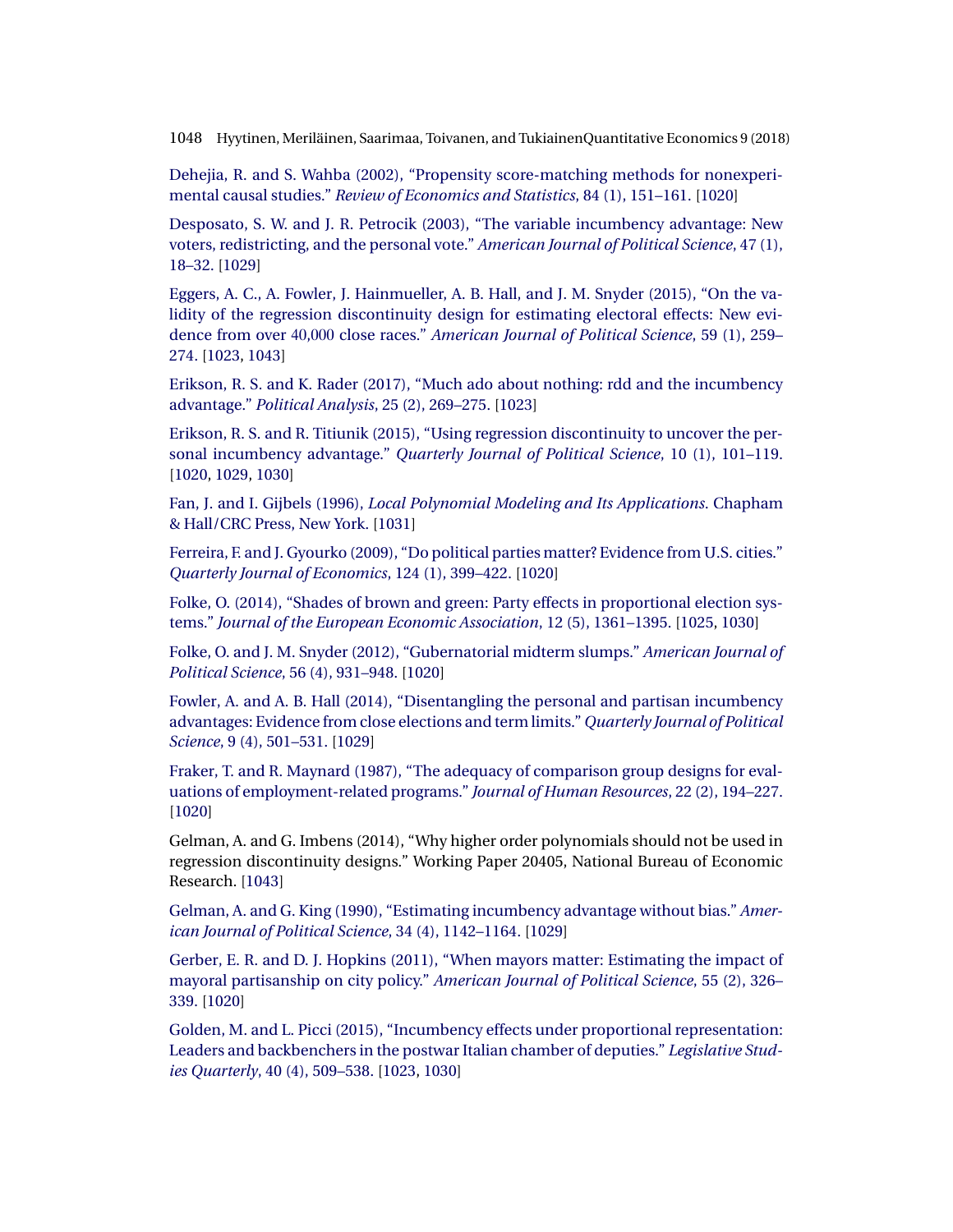Dehejia, R. and S. Wahba (2002), "Propensity score-matching methods for nonexperimental causal studies." *Review of Economics and Statistics*, 84 (1), 151–161. [1020]

Desposato, S. W. and J. R. Petrocik (2003), "The variable incumbency advantage: New voters, redistricting, and the personal vote." *American Journal of Political Science*, 47 (1), 18–32. [1029]

Eggers, A. C., A. Fowler, J. Hainmueller, A. B. Hall, and J. M. Snyder (2015), "On the validity of the regression discontinuity design for estimating electoral effects: New evidence from over 40,000 close races." *American Journal of Political Science*, 59 (1), 259–274. [1023, 1043]

Erikson, R. S. and K. Rader (2017), "Much ado about nothing: rdd and the incumbency advantage." *Political Analysis*, 25 (2), 269–275. [1023]

Erikson, R. S. and R. Titiunik (2015), "Using regression discontinuity to uncover the personal incumbency advantage." *Quarterly Journal of Political Science*, 10 (1), 101–119. [1020, 1029, 1030]

Fan, J. and I. Gijbels (1996), *Local Polynomial Modeling and Its Applications*. Chapham & Hall/CRC Press, New York. [1031]

Ferreira, F. and J. Gyourko (2009), "Do political parties matter? Evidence from U.S. cities." *Quarterly Journal of Economics*, 124 (1), 399–422. [1020]

Folke, O. (2014), "Shades of brown and green: Party effects in proportional election systems." *Journal of the European Economic Association*, 12 (5), 1361–1395. [1025, 1030]

Folke, O. and J. M. Snyder (2012), "Gubernatorial midterm slumps." *American Journal of Political Science*, 56 (4), 931–948. [1020]

Fowler, A. and A. B. Hall (2014), "Disentangling the personal and partisan incumbency advantages: Evidence from close elections and term limits." *Quarterly Journal of Political Science*, 9 (4), 501–531. [1029]

Fraker, T. and R. Maynard (1987), "The adequacy of comparison group designs for evaluations of employment-related programs." *Journal of Human Resources*, 22 (2), 194–227. [1020]

Gelman, A. and G. Imbens (2014), "Why higher order polynomials should not be used in regression discontinuity designs." Working Paper 20405, National Bureau of Economic Research. [1043]

Gelman, A. and G. King (1990), "Estimating incumbency advantage without bias." *American Journal of Political Science*, 34 (4), 1142–1164. [1029]

Gerber, E. R. and D. J. Hopkins (2011), "When mayors matter: Estimating the impact of mayoral partisanship on city policy." *American Journal of Political Science*, 55 (2), 326–339. [1020]

Golden, M. and L. Picci (2015), "Incumbency effects under proportional representation: Leaders and backbenchers in the postwar Italian chamber of deputies." *Legislative Studies Quarterly*, 40 (4), 509–538. [1023, 1030]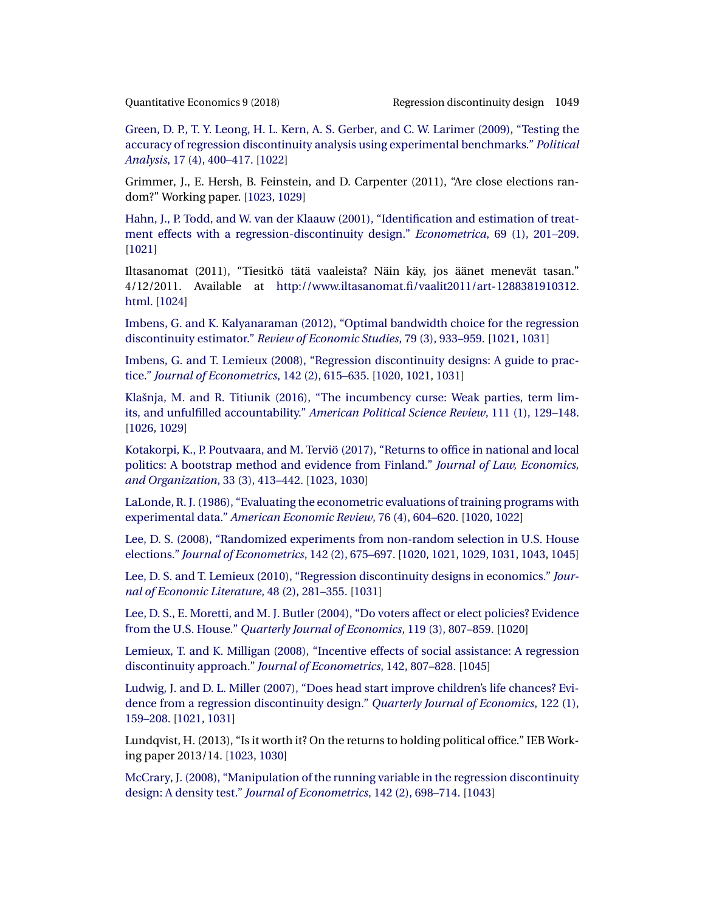Green, D. P., T. Y. Leong, H. L. Kern, A. S. Gerber, and C. W. Larimer (2009), "Testing the accuracy of regression discontinuity analysis using experimental benchmarks." *Political Analysis*, 17 (4), 400–417. [1022]

Grimmer, J., E. Hersh, B. Feinstein, and D. Carpenter (2011), "Are close elections random?" Working paper. [1023, 1029]

Hahn, J., P. Todd, and W. van der Klaauw (2001), "Identification and estimation of treatment effects with a regression-discontinuity design." *Econometrica*, 69 (1), 201–209. [1021]

Iltasanomat (2011), "Tiesitkö tätä vaaleista? Näin käy, jos äänet menevät tasan." 4/12/2011. Available at http://www.iltasanomat.fi/vaalit2011/art-1288381910312.html. [1024]

Imbens, G. and K. Kalyanaraman (2012), "Optimal bandwidth choice for the regression discontinuity estimator." *Review of Economic Studies*, 79 (3), 933–959. [1021, 1031]

Imbens, G. and T. Lemieux (2008), "Regression discontinuity designs: A guide to practice." *Journal of Econometrics*, 142 (2), 615–635. [1020, 1021, 1031]

Klašnja, M. and R. Titiunik (2016), "The incumbency curse: Weak parties, term limits, and unfulfilled accountability." *American Political Science Review*, 111 (1), 129–148. [1026, 1029]

Kotakorpi, K., P. Poutvaara, and M. Terviö (2017), "Returns to office in national and local politics: A bootstrap method and evidence from Finland." *Journal of Law, Economics, and Organization*, 33 (3), 413–442. [1023, 1030]

LaLonde, R. J. (1986), "Evaluating the econometric evaluations of training programs with experimental data." *American Economic Review*, 76 (4), 604–620. [1020, 1022]

Lee, D. S. (2008), "Randomized experiments from non-random selection in U.S. House elections." *Journal of Econometrics*, 142 (2), 675–697. [1020, 1021, 1029, 1031, 1043, 1045]

Lee, D. S. and T. Lemieux (2010), "Regression discontinuity designs in economics." *Journal of Economic Literature*, 48 (2), 281–355. [1031]

Lee, D. S., E. Moretti, and M. J. Butler (2004), "Do voters affect or elect policies? Evidence from the U.S. House." *Quarterly Journal of Economics*, 119 (3), 807–859. [1020]

Lemieux, T. and K. Milligan (2008), "Incentive effects of social assistance: A regression discontinuity approach." *Journal of Econometrics*, 142, 807–828. [1045]

Ludwig, J. and D. L. Miller (2007), "Does head start improve children's life chances? Evidence from a regression discontinuity design." *Quarterly Journal of Economics*, 122 (1), 159–208. [1021, 1031]

Lundqvist, H. (2013), "Is it worth it? On the returns to holding political office." IEB Working paper 2013/14. [1023, 1030]

McCrary, J. (2008), "Manipulation of the running variable in the regression discontinuity design: A density test." *Journal of Econometrics*, 142 (2), 698–714. [1043]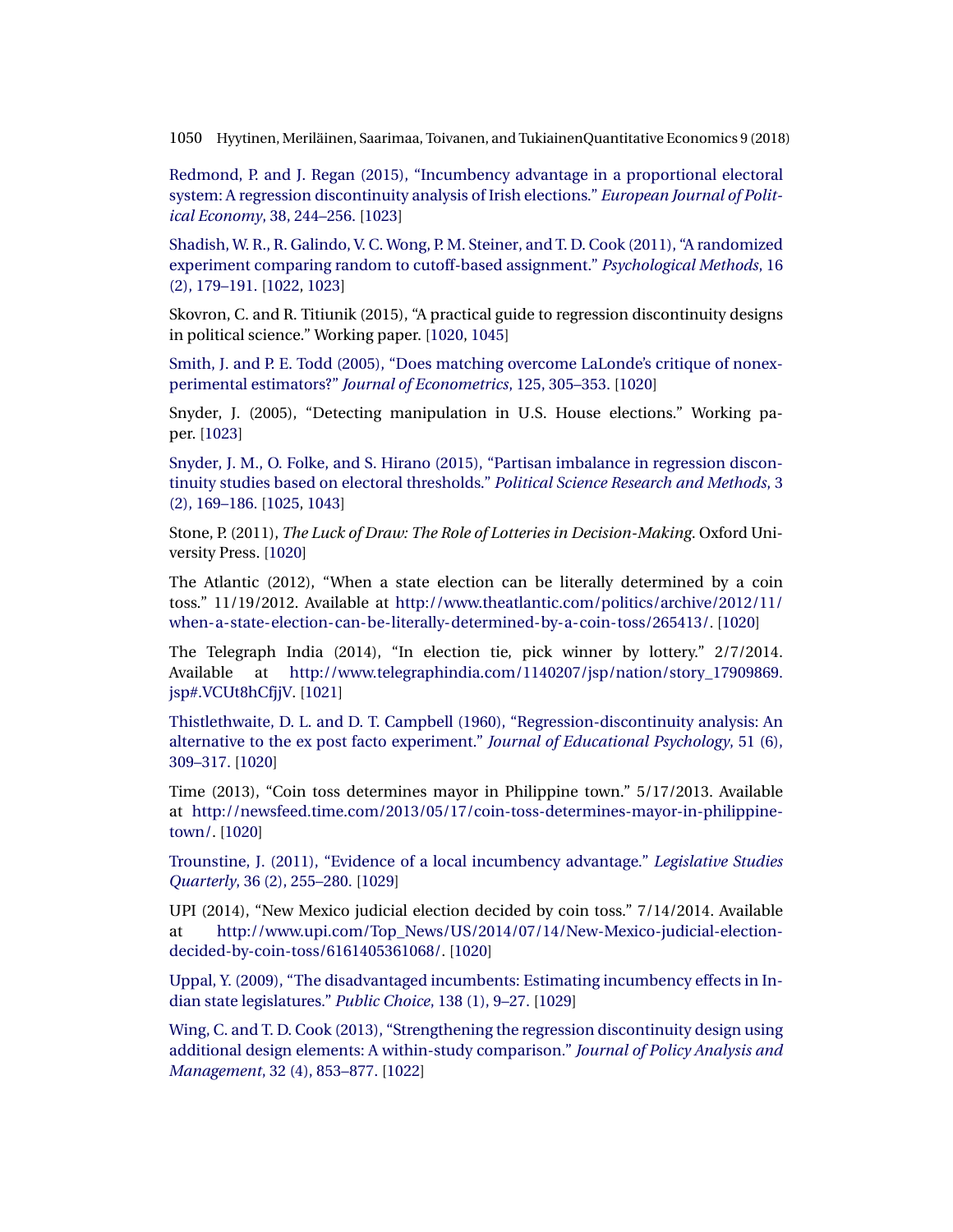Redmond, P. and J. Regan (2015), "Incumbency advantage in a proportional electoral system: A regression discontinuity analysis of Irish elections." *European Journal of Political Economy*, 38, 244–256. [1023]

Shadish, W. R., R. Galindo, V. C. Wong, P. M. Steiner, and T. D. Cook (2011), "A randomized experiment comparing random to cutoff-based assignment." *Psychological Methods*, 16 (2), 179–191. [1022, 1023]

Skovron, C. and R. Titiunik (2015), "A practical guide to regression discontinuity designs in political science." Working paper. [1020, 1045]

Smith, J. and P. E. Todd (2005), "Does matching overcome LaLonde's critique of nonexperimental estimators?" *Journal of Econometrics*, 125, 305–353. [1020]

Snyder, J. (2005), "Detecting manipulation in U.S. House elections." Working paper. [1023]

Snyder, J. M., O. Folke, and S. Hirano (2015), "Partisan imbalance in regression discontinuity studies based on electoral thresholds." *Political Science Research and Methods*, 3 (2), 169–186. [1025, 1043]

Stone, P. (2011), *The Luck of Draw: The Role of Lotteries in Decision-Making*. Oxford University Press. [1020]

The Atlantic (2012), "When a state election can be literally determined by a coin toss." 11/19/2012. Available at http://www.theatlantic.com/politics/archive/2012/11/when-a-state-election-can-be-literally-determined-by-a-coin-toss/265413/. [1020]

The Telegraph India (2014), "In election tie, pick winner by lottery." 2/7/2014. Available at http://www.telegraphindia.com/1140207/jsp/nation/story_17909869.jsp#.VCUt8hCfjjV. [1021]

Thistlethwaite, D. L. and D. T. Campbell (1960), "Regression-discontinuity analysis: An alternative to the ex post facto experiment." *Journal of Educational Psychology*, 51 (6), 309–317. [1020]

Time (2013), "Coin toss determines mayor in Philippine town." 5/17/2013. Available at http://newsfeed.time.com/2013/05/17/coin-toss-determines-mayor-in-philippine-town/. [1020]

Trounstine, J. (2011), "Evidence of a local incumbency advantage." *Legislative Studies Quarterly*, 36 (2), 255–280. [1029]

UPI (2014), "New Mexico judicial election decided by coin toss." 7/14/2014. Available at http://www.upi.com/Top_News/US/2014/07/14/New-Mexico-judicial-election-decided-by-coin-toss/6161405361068/. [1020]

Uppal, Y. (2009), "The disadvantaged incumbents: Estimating incumbency effects in Indian state legislatures." *Public Choice*, 138 (1), 9–27. [1029]

Wing, C. and T. D. Cook (2013), "Strengthening the regression discontinuity design using additional design elements: A within-study comparison." *Journal of Policy Analysis and Management*, 32 (4), 853–877. [1022]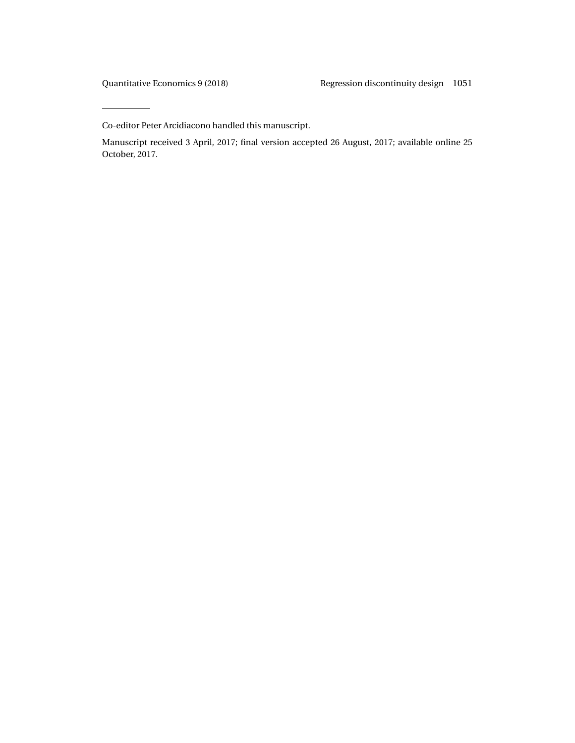Co-editor Peter Arcidiacono handled this manuscript.

Manuscript received 3 April, 2017; final version accepted 26 August, 2017; available online 25 October, 2017.